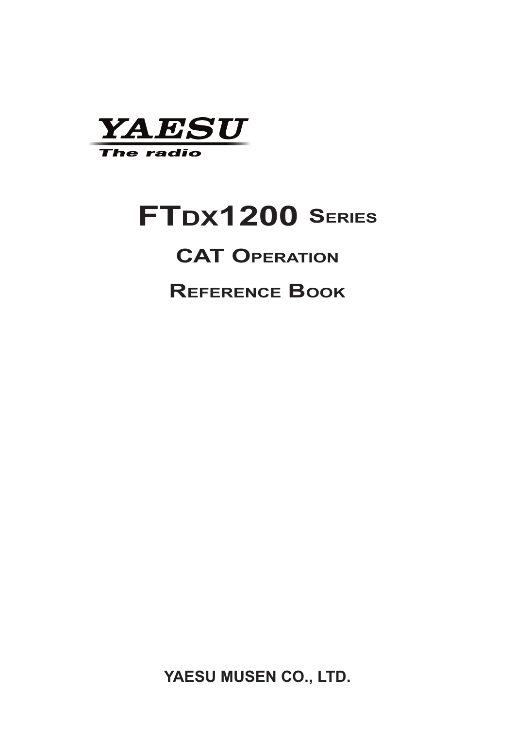YAESU

The radio

# FTDX1200 Series

## CAT Operation

## Reference Book

**YAESU MUSEN CO., LTD.**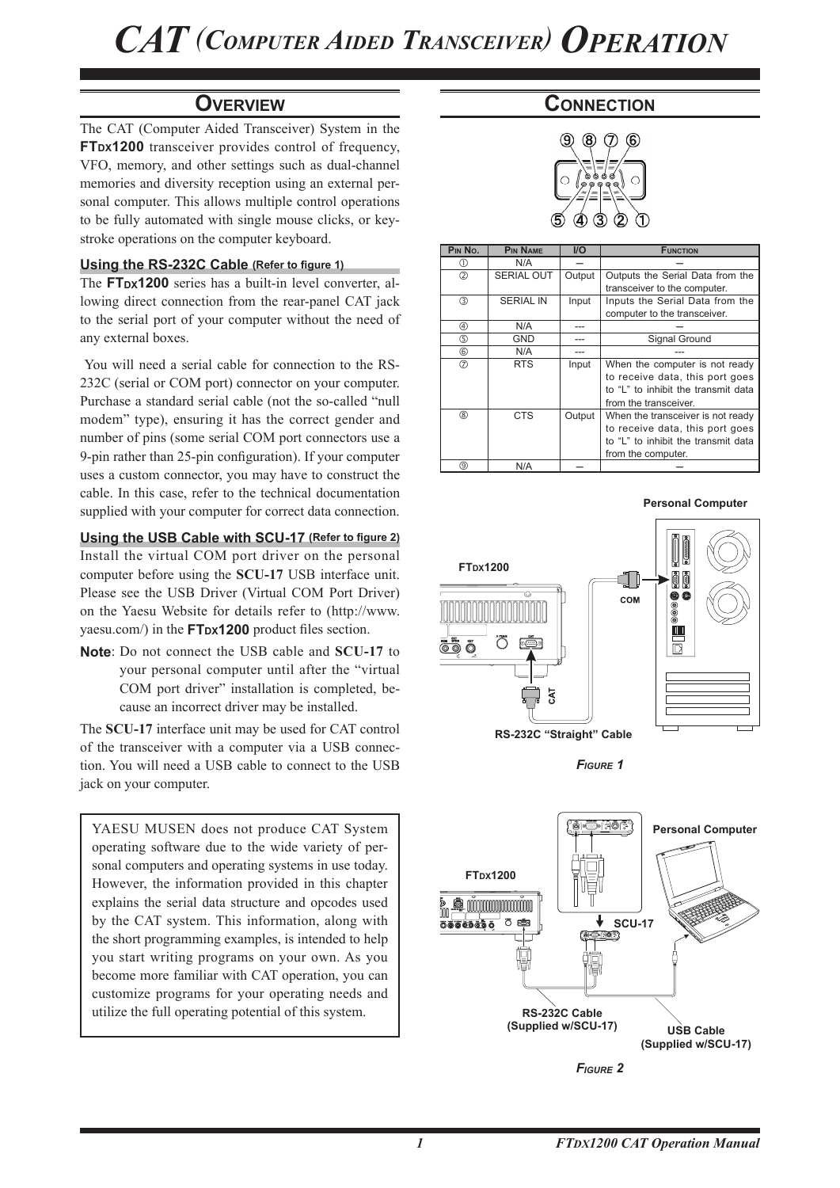# CAT (Computer Aided Transceiver) Operation

## Overview

The CAT (Computer Aided Transceiver) System in the **FTDX1200** transceiver provides control of frequency, VFO, memory, and other settings such as dual-channel memories and diversity reception using an external personal computer. This allows multiple control operations to be fully automated with single mouse clicks, or keystroke operations on the computer keyboard.

### Using the RS-232C Cable (Refer to figure 1)

The **FTDX1200** series has a built-in level converter, allowing direct connection from the rear-panel CAT jack to the serial port of your computer without the need of any external boxes.

You will need a serial cable for connection to the RS-232C (serial or COM port) connector on your computer. Purchase a standard serial cable (not the so-called "null modem" type), ensuring it has the correct gender and number of pins (some serial COM port connectors use a 9-pin rather than 25-pin configuration). If your computer uses a custom connector, you may have to construct the cable. In this case, refer to the technical documentation supplied with your computer for correct data connection.

### Using the USB Cable with SCU-17 (Refer to figure 2)

Install the virtual COM port driver on the personal computer before using the **SCU-17** USB interface unit. Please see the USB Driver (Virtual COM Port Driver) on the Yaesu Website for details refer to (http://www.yaesu.com/) in the **FTDX1200** product files section.

**Note**: Do not connect the USB cable and **SCU-17** to your personal computer until after the "virtual COM port driver" installation is completed, because an incorrect driver may be installed.

The **SCU-17** interface unit may be used for CAT control of the transceiver with a computer via a USB connection. You will need a USB cable to connect to the USB jack on your computer.

YAESU MUSEN does not produce CAT System operating software due to the wide variety of personal computers and operating systems in use today. However, the information provided in this chapter explains the serial data structure and opcodes used by the CAT system. This information, along with the short programming examples, is intended to help you start writing programs on your own. As you become more familiar with CAT operation, you can customize programs for your operating needs and utilize the full operating potential of this system.

## Connection

⑨ ⑧ ⑦ ⑥

⑤ ④ ③ ② ①

| Pin No. | Pin Name | I/O | Function |
|---|---|---|---|
| ① | N/A | – | – |
| ② | SERIAL OUT | Output | Outputs the Serial Data from the transceiver to the computer. |
| ③ | SERIAL IN | Input | Inputs the Serial Data from the computer to the transceiver. |
| ④ | N/A | --- | – |
| ⑤ | GND | --- | Signal Ground |
| ⑥ | N/A | --- | --- |
| ⑦ | RTS | Input | When the computer is not ready to receive data, this port goes to "L" to inhibit the transmit data from the transceiver. |
| ⑧ | CTS | Output | When the transceiver is not ready to receive data, this port goes to "L" to inhibit the transmit data from the computer. |
| ⑨ | N/A | – | – |

Personal Computer

FTDX1200

COM

CAT

RS-232C "Straight" Cable

*Figure 1*

Personal Computer

FTDX1200

SCU-17

RS-232C Cable (Supplied w/SCU-17)

USB Cable (Supplied w/SCU-17)

*Figure 2*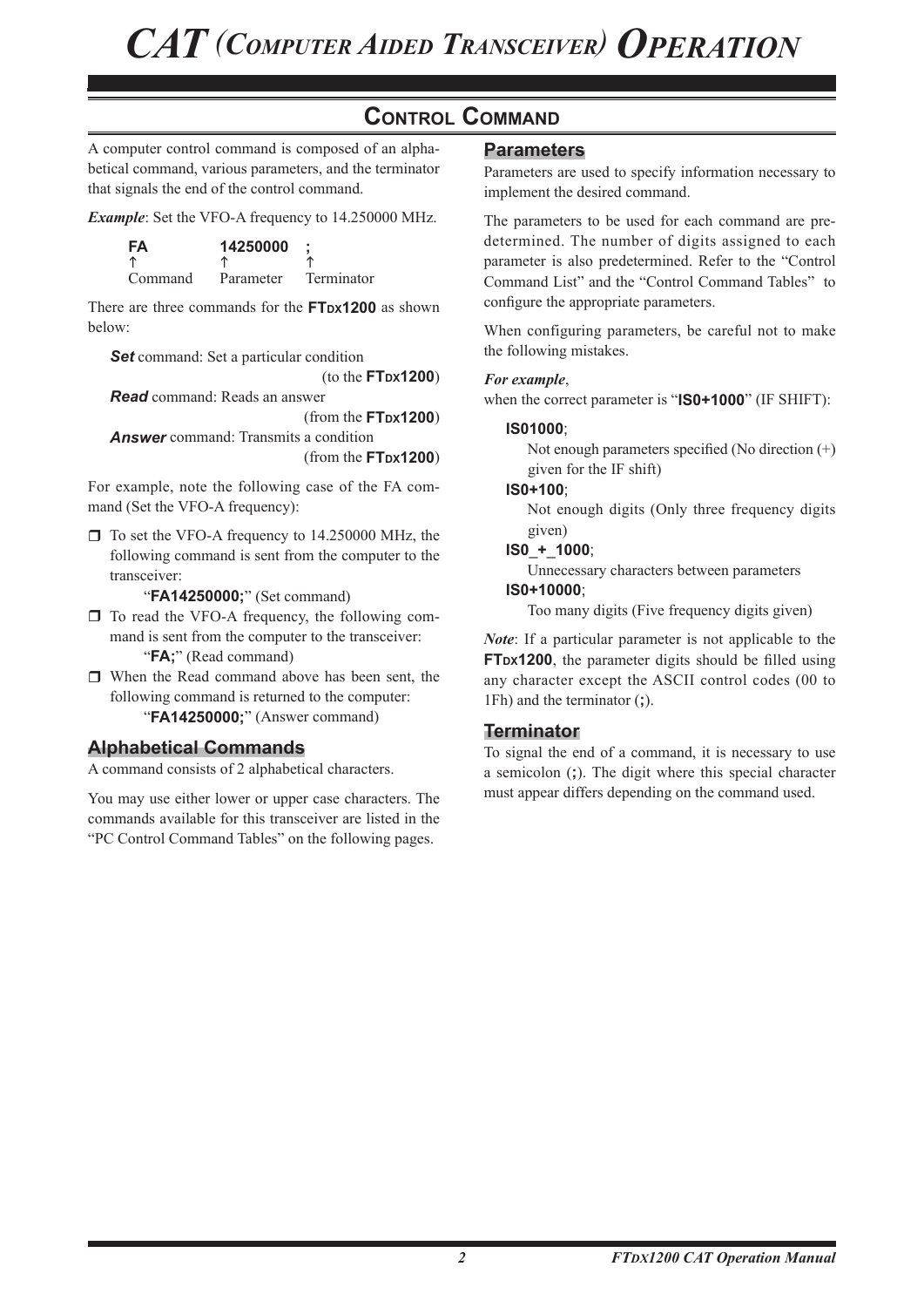# CAT (Computer Aided Transceiver) Operation

## Control Command

A computer control command is composed of an alphabetical command, various parameters, and the terminator that signals the end of the control command.

***Example***: Set the VFO-A frequency to 14.250000 MHz.

| **FA** | **14250000** | **;** |
|---|---|---|
| ↑ | ↑ | ↑ |
| Command | Parameter | Terminator |

There are three commands for the **FTDX1200** as shown below:

***Set*** command: Set a particular condition (to the **FTDX1200**)

***Read*** command: Reads an answer (from the **FTDX1200**)

***Answer*** command: Transmits a condition (from the **FTDX1200**)

For example, note the following case of the FA command (Set the VFO-A frequency):

- To set the VFO-A frequency to 14.250000 MHz, the following command is sent from the computer to the transceiver:
  "**FA14250000;**" (Set command)
- To read the VFO-A frequency, the following command is sent from the computer to the transceiver:
  "**FA;**" (Read command)
- When the Read command above has been sent, the following command is returned to the computer:
  "**FA14250000;**" (Answer command)

### Alphabetical Commands

A command consists of 2 alphabetical characters.

You may use either lower or upper case characters. The commands available for this transceiver are listed in the "PC Control Command Tables" on the following pages.

### Parameters

Parameters are used to specify information necessary to implement the desired command.

The parameters to be used for each command are predetermined. The number of digits assigned to each parameter is also predetermined. Refer to the "Control Command List" and the "Control Command Tables" to configure the appropriate parameters.

When configuring parameters, be careful not to make the following mistakes.

***For example***,
when the correct parameter is "**IS0+1000**" (IF SHIFT):

**IS01000**;
Not enough parameters specified (No direction (+) given for the IF shift)

**IS0+100**;
Not enough digits (Only three frequency digits given)

**IS0_+_1000**;
Unnecessary characters between parameters

**IS0+10000**;
Too many digits (Five frequency digits given)

***Note***: If a particular parameter is not applicable to the **FTDX1200**, the parameter digits should be filled using any character except the ASCII control codes (00 to 1Fh) and the terminator (**;**).

### Terminator

To signal the end of a command, it is necessary to use a semicolon (**;**). The digit where this special character must appear differs depending on the command used.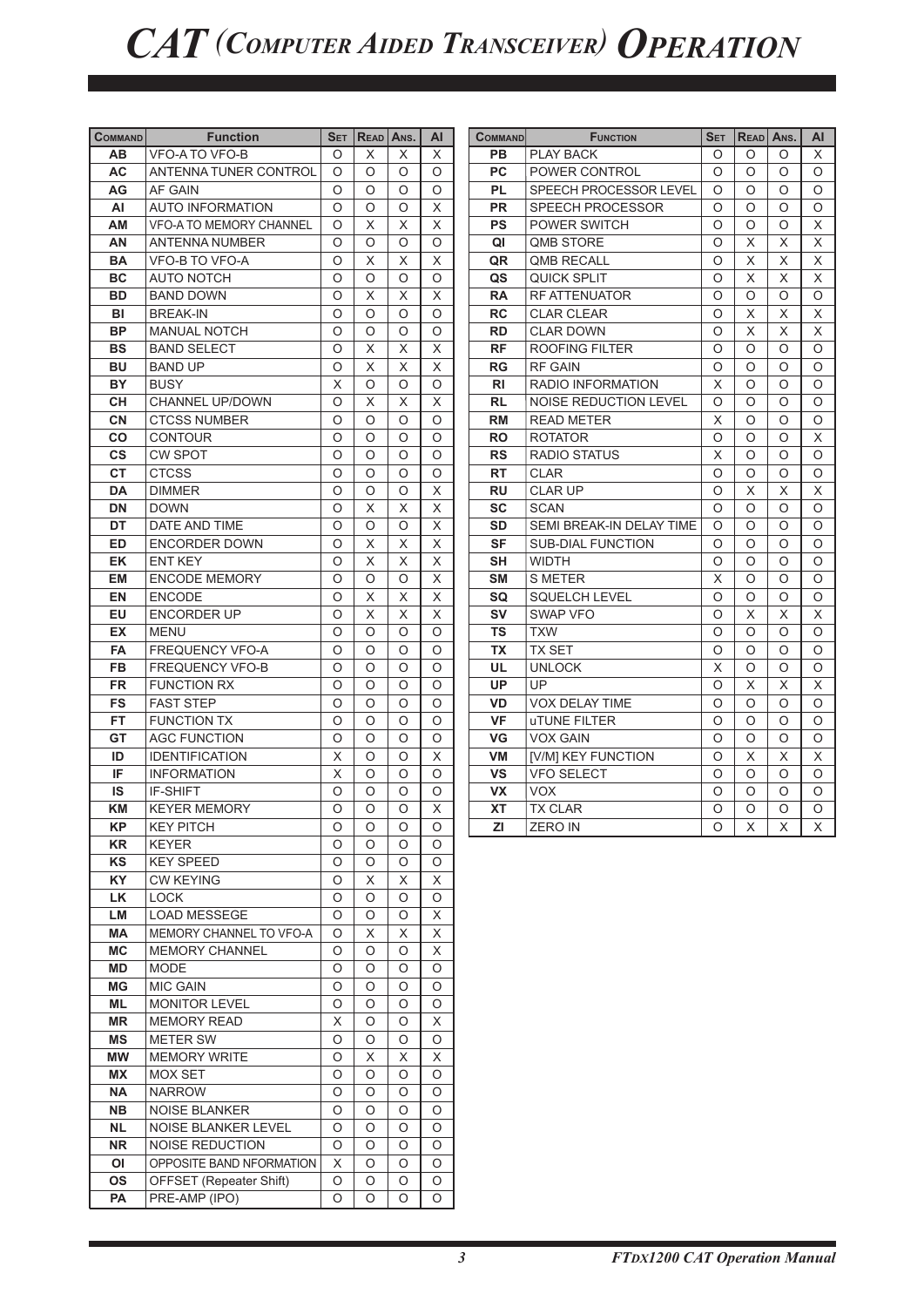# CAT (Computer Aided Transceiver) Operation

| Command | Function | Set | Read | Ans. | AI |
|---|---|---|---|---|---|
| AB | VFO-A TO VFO-B | O | X | X | X |
| AC | ANTENNA TUNER CONTROL | O | O | O | O |
| AG | AF GAIN | O | O | O | O |
| AI | AUTO INFORMATION | O | O | O | X |
| AM | VFO-A TO MEMORY CHANNEL | O | X | X | X |
| AN | ANTENNA NUMBER | O | O | O | O |
| BA | VFO-B TO VFO-A | O | X | X | X |
| BC | AUTO NOTCH | O | O | O | O |
| BD | BAND DOWN | O | X | X | X |
| BI | BREAK-IN | O | O | O | O |
| BP | MANUAL NOTCH | O | O | O | O |
| BS | BAND SELECT | O | X | X | X |
| BU | BAND UP | O | X | X | X |
| BY | BUSY | X | O | O | O |
| CH | CHANNEL UP/DOWN | O | X | X | X |
| CN | CTCSS NUMBER | O | O | O | O |
| CO | CONTOUR | O | O | O | O |
| CS | CW SPOT | O | O | O | O |
| CT | CTCSS | O | O | O | O |
| DA | DIMMER | O | O | O | X |
| DN | DOWN | O | X | X | X |
| DT | DATE AND TIME | O | O | O | X |
| ED | ENCORDER DOWN | O | X | X | X |
| EK | ENT KEY | O | X | X | X |
| EM | ENCODE MEMORY | O | O | O | X |
| EN | ENCODE | O | X | X | X |
| EU | ENCORDER UP | O | X | X | X |
| EX | MENU | O | O | O | O |
| FA | FREQUENCY VFO-A | O | O | O | O |
| FB | FREQUENCY VFO-B | O | O | O | O |
| FR | FUNCTION RX | O | O | O | O |
| FS | FAST STEP | O | O | O | O |
| FT | FUNCTION TX | O | O | O | O |
| GT | AGC FUNCTION | O | O | O | O |
| ID | IDENTIFICATION | X | O | O | X |
| IF | INFORMATION | X | O | O | O |
| IS | IF-SHIFT | O | O | O | O |
| KM | KEYER MEMORY | O | O | O | X |
| KP | KEY PITCH | O | O | O | O |
| KR | KEYER | O | O | O | O |
| KS | KEY SPEED | O | O | O | O |
| KY | CW KEYING | O | X | X | X |
| LK | LOCK | O | O | O | O |
| LM | LOAD MESSEGE | O | O | O | X |
| MA | MEMORY CHANNEL TO VFO-A | O | X | X | X |
| MC | MEMORY CHANNEL | O | O | O | X |
| MD | MODE | O | O | O | O |
| MG | MIC GAIN | O | O | O | O |
| ML | MONITOR LEVEL | O | O | O | O |
| MR | MEMORY READ | X | O | O | X |
| MS | METER SW | O | O | O | O |
| MW | MEMORY WRITE | O | X | X | X |
| MX | MOX SET | O | O | O | O |
| NA | NARROW | O | O | O | O |
| NB | NOISE BLANKER | O | O | O | O |
| NL | NOISE BLANKER LEVEL | O | O | O | O |
| NR | NOISE REDUCTION | O | O | O | O |
| OI | OPPOSITE BAND NFORMATION | X | O | O | O |
| OS | OFFSET (Repeater Shift) | O | O | O | O |
| PA | PRE-AMP (IPO) | O | O | O | O |
| PB | PLAY BACK | O | O | O | X |
| PC | POWER CONTROL | O | O | O | O |
| PL | SPEECH PROCESSOR LEVEL | O | O | O | O |
| PR | SPEECH PROCESSOR | O | O | O | O |
| PS | POWER SWITCH | O | O | O | X |
| QI | QMB STORE | O | X | X | X |
| QR | QMB RECALL | O | X | X | X |
| QS | QUICK SPLIT | O | X | X | X |
| RA | RF ATTENUATOR | O | O | O | O |
| RC | CLAR CLEAR | O | X | X | X |
| RD | CLAR DOWN | O | X | X | X |
| RF | ROOFING FILTER | O | O | O | O |
| RG | RF GAIN | O | O | O | O |
| RI | RADIO INFORMATION | X | O | O | O |
| RL | NOISE REDUCTION LEVEL | O | O | O | O |
| RM | READ METER | X | O | O | O |
| RO | ROTATOR | O | O | O | X |
| RS | RADIO STATUS | X | O | O | O |
| RT | CLAR | O | O | O | O |
| RU | CLAR UP | O | X | X | X |
| SC | SCAN | O | O | O | O |
| SD | SEMI BREAK-IN DELAY TIME | O | O | O | O |
| SF | SUB-DIAL FUNCTION | O | O | O | O |
| SH | WIDTH | O | O | O | O |
| SM | S METER | X | O | O | O |
| SQ | SQUELCH LEVEL | O | O | O | O |
| SV | SWAP VFO | O | X | X | X |
| TS | TXW | O | O | O | O |
| TX | TX SET | O | O | O | O |
| UL | UNLOCK | X | O | O | O |
| UP | UP | O | X | X | X |
| VD | VOX DELAY TIME | O | O | O | O |
| VF | uTUNE FILTER | O | O | O | O |
| VG | VOX GAIN | O | O | O | O |
| VM | [V/M] KEY FUNCTION | O | X | X | X |
| VS | VFO SELECT | O | O | O | O |
| VX | VOX | O | O | O | O |
| XT | TX CLAR | O | O | O | O |
| ZI | ZERO IN | O | X | X | X |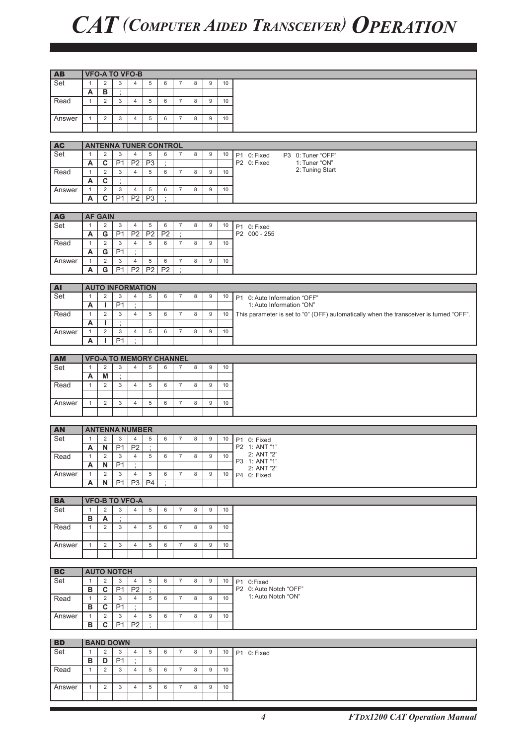# CAT (Computer Aided Transceiver) Operation

| AB | VFO-A TO VFO-B | | | | | | | | | | |
|---|---|---|---|---|---|---|---|---|---|---|---|
| Set | 1 | 2 | 3 | 4 | 5 | 6 | 7 | 8 | 9 | 10 | |
| | A | B | ; | | | | | | | | |
| Read | 1 | 2 | 3 | 4 | 5 | 6 | 7 | 8 | 9 | 10 | |
| | | | | | | | | | | | |
| Answer | 1 | 2 | 3 | 4 | 5 | 6 | 7 | 8 | 9 | 10 | |
| | | | | | | | | | | | |

| AC | ANTENNA TUNER CONTROL | | | | | | | | | | |
|---|---|---|---|---|---|---|---|---|---|---|---|
| Set | 1 | 2 | 3 | 4 | 5 | 6 | 7 | 8 | 9 | 10 | P1 0: Fixed<br>P2 0: Fixed<br>P3 0: Tuner "OFF"<br>1: Tuner "ON"<br>2: Tuning Start |
| | A | C | P1 | P2 | P3 | ; | | | | | |
| Read | 1 | 2 | 3 | 4 | 5 | 6 | 7 | 8 | 9 | 10 | |
| | A | C | ; | | | | | | | | |
| Answer | 1 | 2 | 3 | 4 | 5 | 6 | 7 | 8 | 9 | 10 | |
| | A | C | P1 | P2 | P3 | ; | | | | | |

| AG | AF GAIN | | | | | | | | | | |
|---|---|---|---|---|---|---|---|---|---|---|---|
| Set | 1 | 2 | 3 | 4 | 5 | 6 | 7 | 8 | 9 | 10 | P1 0: Fixed<br>P2 000 - 255 |
| | A | G | P1 | P2 | P2 | P2 | ; | | | | |
| Read | 1 | 2 | 3 | 4 | 5 | 6 | 7 | 8 | 9 | 10 | |
| | A | G | P1 | ; | | | | | | | |
| Answer | 1 | 2 | 3 | 4 | 5 | 6 | 7 | 8 | 9 | 10 | |
| | A | G | P1 | P2 | P2 | P2 | ; | | | | |

| AI | AUTO INFORMATION | | | | | | | | | | |
|---|---|---|---|---|---|---|---|---|---|---|---|
| Set | 1 | 2 | 3 | 4 | 5 | 6 | 7 | 8 | 9 | 10 | P1 0: Auto Information "OFF"<br>1: Auto Information "ON" |
| | A | I | P1 | ; | | | | | | | |
| Read | 1 | 2 | 3 | 4 | 5 | 6 | 7 | 8 | 9 | 10 | This parameter is set to "0" (OFF) automatically when the transceiver is turned "OFF". |
| | A | I | ; | | | | | | | | |
| Answer | 1 | 2 | 3 | 4 | 5 | 6 | 7 | 8 | 9 | 10 | |
| | A | I | P1 | ; | | | | | | | |

| AM | VFO-A TO MEMORY CHANNEL | | | | | | | | | | |
|---|---|---|---|---|---|---|---|---|---|---|---|
| Set | 1 | 2 | 3 | 4 | 5 | 6 | 7 | 8 | 9 | 10 | |
| | A | M | ; | | | | | | | | |
| Read | 1 | 2 | 3 | 4 | 5 | 6 | 7 | 8 | 9 | 10 | |
| | | | | | | | | | | | |
| Answer | 1 | 2 | 3 | 4 | 5 | 6 | 7 | 8 | 9 | 10 | |
| | | | | | | | | | | | |

| AN | ANTENNA NUMBER | | | | | | | | | | |
|---|---|---|---|---|---|---|---|---|---|---|---|
| Set | 1 | 2 | 3 | 4 | 5 | 6 | 7 | 8 | 9 | 10 | P1 0: Fixed<br>P2 1: ANT "1"<br>2: ANT "2"<br>P3 1: ANT "1"<br>2: ANT "2"<br>P4 0: Fixed |
| | A | N | P1 | P2 | ; | | | | | | |
| Read | 1 | 2 | 3 | 4 | 5 | 6 | 7 | 8 | 9 | 10 | |
| | A | N | P1 | ; | | | | | | | |
| Answer | 1 | 2 | 3 | 4 | 5 | 6 | 7 | 8 | 9 | 10 | |
| | A | N | P1 | P3 | P4 | ; | | | | | |

| BA | VFO-B TO VFO-A | | | | | | | | | | |
|---|---|---|---|---|---|---|---|---|---|---|---|
| Set | 1 | 2 | 3 | 4 | 5 | 6 | 7 | 8 | 9 | 10 | |
| | B | A | ; | | | | | | | | |
| Read | 1 | 2 | 3 | 4 | 5 | 6 | 7 | 8 | 9 | 10 | |
| | | | | | | | | | | | |
| Answer | 1 | 2 | 3 | 4 | 5 | 6 | 7 | 8 | 9 | 10 | |
| | | | | | | | | | | | |

| BC | AUTO NOTCH | | | | | | | | | | |
|---|---|---|---|---|---|---|---|---|---|---|---|
| Set | 1 | 2 | 3 | 4 | 5 | 6 | 7 | 8 | 9 | 10 | P1 0:Fixed<br>P2 0: Auto Notch "OFF"<br>1: Auto Notch "ON" |
| | B | C | P1 | P2 | ; | | | | | | |
| Read | 1 | 2 | 3 | 4 | 5 | 6 | 7 | 8 | 9 | 10 | |
| | B | C | P1 | ; | | | | | | | |
| Answer | 1 | 2 | 3 | 4 | 5 | 6 | 7 | 8 | 9 | 10 | |
| | B | C | P1 | P2 | ; | | | | | | |

| BD | BAND DOWN | | | | | | | | | | |
|---|---|---|---|---|---|---|---|---|---|---|---|
| Set | 1 | 2 | 3 | 4 | 5 | 6 | 7 | 8 | 9 | 10 | P1 0: Fixed |
| | B | D | P1 | ; | | | | | | | |
| Read | 1 | 2 | 3 | 4 | 5 | 6 | 7 | 8 | 9 | 10 | |
| | | | | | | | | | | | |
| Answer | 1 | 2 | 3 | 4 | 5 | 6 | 7 | 8 | 9 | 10 | |
| | | | | | | | | | | | |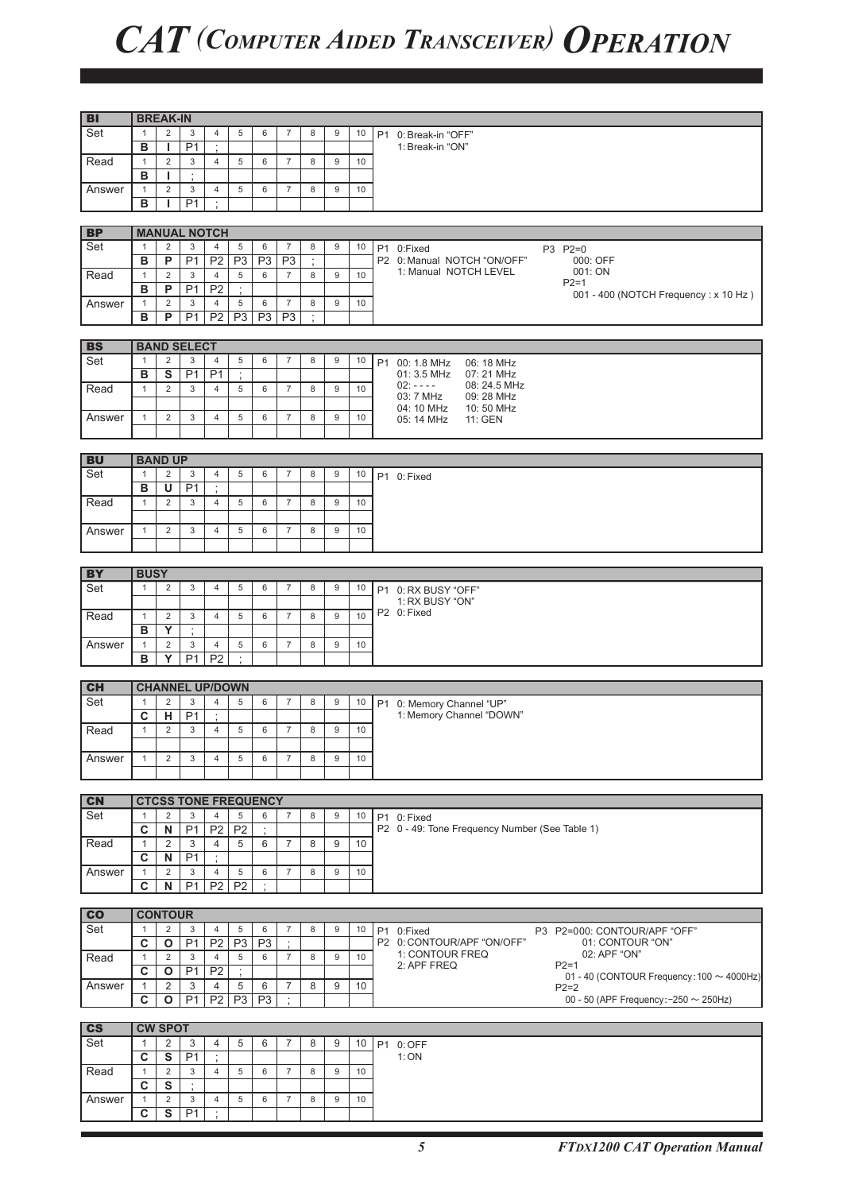# CAT (Computer Aided Transceiver) Operation

## BI — BREAK-IN

| | 1 | 2 | 3 | 4 | 5 | 6 | 7 | 8 | 9 | 10 |
|---|---|---|---|---|---|---|---|---|---|---|
| Set | B | I | P1 | ; | | | | | | |
| Read | B | I | ; | | | | | | | |
| Answer | B | I | P1 | ; | | | | | | |

P1 0: Break-in "OFF"
   1: Break-in "ON"

## BP — MANUAL NOTCH

| | 1 | 2 | 3 | 4 | 5 | 6 | 7 | 8 | 9 | 10 |
|---|---|---|---|---|---|---|---|---|---|---|
| Set | B | P | P1 | P2 | P3 | P3 | P3 | ; | | |
| Read | B | P | P1 | P2 | ; | | | | | |
| Answer | B | P | P1 | P2 | P3 | P3 | P3 | ; | | |

P1 0:Fixed
P2 0: Manual NOTCH "ON/OFF"
   1: Manual NOTCH LEVEL
P3 P2=0
   000: OFF
   001: ON
   P2=1
   001 - 400 (NOTCH Frequency : x 10 Hz )

## BS — BAND SELECT

| | 1 | 2 | 3 | 4 | 5 | 6 | 7 | 8 | 9 | 10 |
|---|---|---|---|---|---|---|---|---|---|---|
| Set | B | S | P1 | P1 | ; | | | | | |
| Read | | | | | | | | | | |
| Answer | | | | | | | | | | |

P1 00: 1.8 MHz   06: 18 MHz
   01: 3.5 MHz   07: 21 MHz
   02: - - - -   08: 24.5 MHz
   03: 7 MHz   09: 28 MHz
   04: 10 MHz   10: 50 MHz
   05: 14 MHz   11: GEN

## BU — BAND UP

| | 1 | 2 | 3 | 4 | 5 | 6 | 7 | 8 | 9 | 10 |
|---|---|---|---|---|---|---|---|---|---|---|
| Set | B | U | P1 | ; | | | | | | |
| Read | | | | | | | | | | |
| Answer | | | | | | | | | | |

P1 0: Fixed

## BY — BUSY

| | 1 | 2 | 3 | 4 | 5 | 6 | 7 | 8 | 9 | 10 |
|---|---|---|---|---|---|---|---|---|---|---|
| Set | | | | | | | | | | |
| Read | B | Y | ; | | | | | | | |
| Answer | B | Y | P1 | P2 | ; | | | | | |

P1 0: RX BUSY "OFF"
   1: RX BUSY "ON"
P2 0: Fixed

## CH — CHANNEL UP/DOWN

| | 1 | 2 | 3 | 4 | 5 | 6 | 7 | 8 | 9 | 10 |
|---|---|---|---|---|---|---|---|---|---|---|
| Set | C | H | P1 | ; | | | | | | |
| Read | | | | | | | | | | |
| Answer | | | | | | | | | | |

P1 0: Memory Channel "UP"
   1: Memory Channel "DOWN"

## CN — CTCSS TONE FREQUENCY

| | 1 | 2 | 3 | 4 | 5 | 6 | 7 | 8 | 9 | 10 |
|---|---|---|---|---|---|---|---|---|---|---|
| Set | C | N | P1 | P2 | P2 | ; | | | | |
| Read | C | N | P1 | ; | | | | | | |
| Answer | C | N | P1 | P2 | P2 | ; | | | | |

P1 0: Fixed
P2 0 - 49: Tone Frequency Number (See Table 1)

## CO — CONTOUR

| | 1 | 2 | 3 | 4 | 5 | 6 | 7 | 8 | 9 | 10 |
|---|---|---|---|---|---|---|---|---|---|---|
| Set | C | O | P1 | P2 | P3 | P3 | ; | | | |
| Read | C | O | P1 | P2 | ; | | | | | |
| Answer | C | O | P1 | P2 | P3 | P3 | ; | | | |

P1 0:Fixed
P2 0: CONTOUR/APF "ON/OFF"
   1: CONTOUR FREQ
   2: APF FREQ
P3 P2=000: CONTOUR/APF "OFF"
   01: CONTOUR "ON"
   02: APF "ON"
   P2=1
   01 - 40 (CONTOUR Frequency: 100 ~ 4000Hz)
   P2=2
   00 - 50 (APF Frequency: −250 ~ 250Hz)

## CS — CW SPOT

| | 1 | 2 | 3 | 4 | 5 | 6 | 7 | 8 | 9 | 10 |
|---|---|---|---|---|---|---|---|---|---|---|
| Set | C | S | P1 | ; | | | | | | |
| Read | C | S | ; | | | | | | | |
| Answer | C | S | P1 | ; | | | | | | |

P1 0: OFF
   1: ON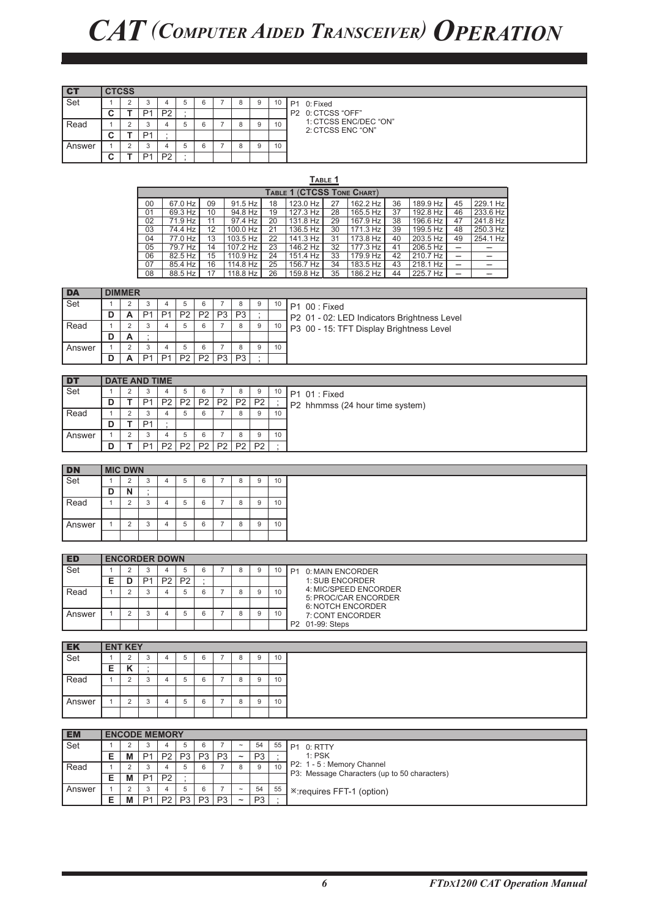# CAT (Computer Aided Transceiver) Operation

| CT | CTCSS | | | | | | | | | | |
|---|---|---|---|---|---|---|---|---|---|---|---|
| Set | 1 | 2 | 3 | 4 | 5 | 6 | 7 | 8 | 9 | 10 | P1 0: Fixed |
| | C | T | P1 | P2 | ; | | | | | | P2 0: CTCSS "OFF" |
| Read | 1 | 2 | 3 | 4 | 5 | 6 | 7 | 8 | 9 | 10 | 1: CTCSS ENC/DEC "ON" |
| | C | T | P1 | ; | | | | | | | 2: CTCSS ENC "ON" |
| Answer | 1 | 2 | 3 | 4 | 5 | 6 | 7 | 8 | 9 | 10 | |
| | C | T | P1 | P2 | ; | | | | | | |

**Table 1**

| Table 1 (CTCSS Tone Chart) | | | | | | | | | | | |
|---|---|---|---|---|---|---|---|---|---|---|---|
| 00 | 67.0 Hz | 09 | 91.5 Hz | 18 | 123.0 Hz | 27 | 162.2 Hz | 36 | 189.9 Hz | 45 | 229.1 Hz |
| 01 | 69.3 Hz | 10 | 94.8 Hz | 19 | 127.3 Hz | 28 | 165.5 Hz | 37 | 192.8 Hz | 46 | 233.6 Hz |
| 02 | 71.9 Hz | 11 | 97.4 Hz | 20 | 131.8 Hz | 29 | 167.9 Hz | 38 | 196.6 Hz | 47 | 241.8 Hz |
| 03 | 74.4 Hz | 12 | 100.0 Hz | 21 | 136.5 Hz | 30 | 171.3 Hz | 39 | 199.5 Hz | 48 | 250.3 Hz |
| 04 | 77.0 Hz | 13 | 103.5 Hz | 22 | 141.3 Hz | 31 | 173.8 Hz | 40 | 203.5 Hz | 49 | 254.1 Hz |
| 05 | 79.7 Hz | 14 | 107.2 Hz | 23 | 146.2 Hz | 32 | 177.3 Hz | 41 | 206.5 Hz | – | – |
| 06 | 82.5 Hz | 15 | 110.9 Hz | 24 | 151.4 Hz | 33 | 179.9 Hz | 42 | 210.7 Hz | – | – |
| 07 | 85.4 Hz | 16 | 114.8 Hz | 25 | 156.7 Hz | 34 | 183.5 Hz | 43 | 218.1 Hz | – | – |
| 08 | 88.5 Hz | 17 | 118.8 Hz | 26 | 159.8 Hz | 35 | 186.2 Hz | 44 | 225.7 Hz | – | – |

| DA | DIMMER | | | | | | | | | | |
|---|---|---|---|---|---|---|---|---|---|---|---|
| Set | 1 | 2 | 3 | 4 | 5 | 6 | 7 | 8 | 9 | 10 | P1 00 : Fixed |
| | D | A | P1 | P1 | P2 | P2 | P3 | P3 | ; | | P2 01 - 02: LED Indicators Brightness Level |
| Read | 1 | 2 | 3 | 4 | 5 | 6 | 7 | 8 | 9 | 10 | P3 00 - 15: TFT Display Brightness Level |
| | D | A | ; | | | | | | | | |
| Answer | 1 | 2 | 3 | 4 | 5 | 6 | 7 | 8 | 9 | 10 | |
| | D | A | P1 | P1 | P2 | P2 | P3 | P3 | ; | | |

| DT | DATE AND TIME | | | | | | | | | | |
|---|---|---|---|---|---|---|---|---|---|---|---|
| Set | 1 | 2 | 3 | 4 | 5 | 6 | 7 | 8 | 9 | 10 | P1 01 : Fixed |
| | D | T | P1 | P2 | P2 | P2 | P2 | P2 | P2 | ; | P2 hhmmss (24 hour time system) |
| Read | 1 | 2 | 3 | 4 | 5 | 6 | 7 | 8 | 9 | 10 | |
| | D | T | P1 | ; | | | | | | | |
| Answer | 1 | 2 | 3 | 4 | 5 | 6 | 7 | 8 | 9 | 10 | |
| | D | T | P1 | P2 | P2 | P2 | P2 | P2 | P2 | ; | |

| DN | MIC DWN | | | | | | | | | | |
|---|---|---|---|---|---|---|---|---|---|---|---|
| Set | 1 | 2 | 3 | 4 | 5 | 6 | 7 | 8 | 9 | 10 | |
| | D | N | ; | | | | | | | | |
| Read | 1 | 2 | 3 | 4 | 5 | 6 | 7 | 8 | 9 | 10 | |
| | | | | | | | | | | | |
| Answer | 1 | 2 | 3 | 4 | 5 | 6 | 7 | 8 | 9 | 10 | |
| | | | | | | | | | | | |

| ED | ENCORDER DOWN | | | | | | | | | | |
|---|---|---|---|---|---|---|---|---|---|---|---|
| Set | 1 | 2 | 3 | 4 | 5 | 6 | 7 | 8 | 9 | 10 | P1 0: MAIN ENCORDER |
| | E | D | P1 | P2 | P2 | ; | | | | | 1: SUB ENCORDER |
| Read | 1 | 2 | 3 | 4 | 5 | 6 | 7 | 8 | 9 | 10 | 4: MIC/SPEED ENCORDER<br>5: PROC/CAR ENCORDER |
| | | | | | | | | | | | 6: NOTCH ENCORDER |
| Answer | 1 | 2 | 3 | 4 | 5 | 6 | 7 | 8 | 9 | 10 | 7: CONT ENCORDER |
| | | | | | | | | | | | P2 01-99: Steps |

| EK | ENT KEY | | | | | | | | | | |
|---|---|---|---|---|---|---|---|---|---|---|---|
| Set | 1 | 2 | 3 | 4 | 5 | 6 | 7 | 8 | 9 | 10 | |
| | E | K | ; | | | | | | | | |
| Read | 1 | 2 | 3 | 4 | 5 | 6 | 7 | 8 | 9 | 10 | |
| | | | | | | | | | | | |
| Answer | 1 | 2 | 3 | 4 | 5 | 6 | 7 | 8 | 9 | 10 | |
| | | | | | | | | | | | |

| EM | ENCODE MEMORY | | | | | | | | | | |
|---|---|---|---|---|---|---|---|---|---|---|---|
| Set | 1 | 2 | 3 | 4 | 5 | 6 | 7 | ~ | 54 | 55 | P1 0: RTTY |
| | E | M | P1 | P2 | P3 | P3 | P3 | ~ | P3 | ; | 1: PSK |
| Read | 1 | 2 | 3 | 4 | 5 | 6 | 7 | 8 | 9 | 10 | P2: 1 - 5 : Memory Channel<br>P3: Message Characters (up to 50 characters) |
| | E | M | P1 | P2 | ; | | | | | | |
| Answer | 1 | 2 | 3 | 4 | 5 | 6 | 7 | ~ | 54 | 55 | ※:requires FFT-1 (option) |
| | E | M | P1 | P2 | P3 | P3 | P3 | ~ | P3 | ; | |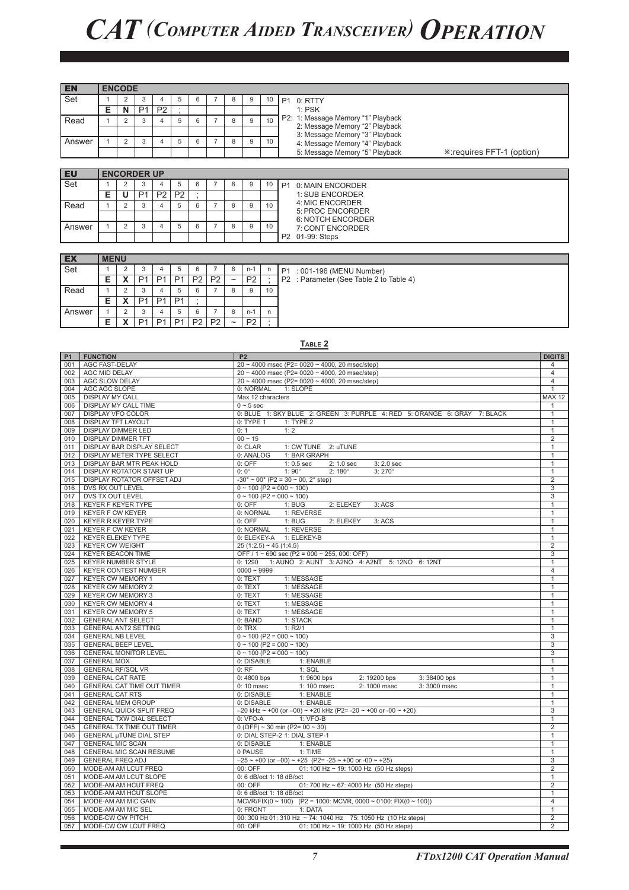# CAT (Computer Aided Transceiver) Operation

| EN | ENCODE | | | | | | | | | | |
|---|---|---|---|---|---|---|---|---|---|---|---|
| Set | 1 | 2 | 3 | 4 | 5 | 6 | 7 | 8 | 9 | 10 | P1 0: RTTY<br>1: PSK |
| | E | N | P1 | P2 | ; | | | | | | |
| Read | 1 | 2 | 3 | 4 | 5 | 6 | 7 | 8 | 9 | 10 | P2: 1: Message Memory "1" Playback<br>2: Message Memory "2" Playback<br>3: Message Memory "3" Playback |
| | | | | | | | | | | | |
| Answer | 1 | 2 | 3 | 4 | 5 | 6 | 7 | 8 | 9 | 10 | 4: Message Memory "4" Playback<br>5: Message Memory "5" Playback ※:requires FFT-1 (option) |
| | | | | | | | | | | | |

| EU | ENCORDER UP | | | | | | | | | | |
|---|---|---|---|---|---|---|---|---|---|---|---|
| Set | 1 | 2 | 3 | 4 | 5 | 6 | 7 | 8 | 9 | 10 | P1 0: MAIN ENCORDER<br>1: SUB ENCORDER |
| | E | U | P1 | P2 | P2 | ; | | | | | |
| Read | 1 | 2 | 3 | 4 | 5 | 6 | 7 | 8 | 9 | 10 | 4: MIC ENCORDER<br>5: PROC ENCORDER<br>6: NOTCH ENCORDER |
| | | | | | | | | | | | |
| Answer | 1 | 2 | 3 | 4 | 5 | 6 | 7 | 8 | 9 | 10 | 7: CONT ENCORDER |
| | | | | | | | | | | | P2 01-99: Steps |

| EX | MENU | | | | | | | | | | |
|---|---|---|---|---|---|---|---|---|---|---|---|
| Set | 1 | 2 | 3 | 4 | 5 | 6 | 7 | 8 | n-1 | n | P1 : 001-196 (MENU Number) |
| | E | X | P1 | P1 | P1 | P2 | P2 | ~ | P2 | ; | P2 : Parameter (See Table 2 to Table 4) |
| Read | 1 | 2 | 3 | 4 | 5 | 6 | 7 | 8 | 9 | 10 | |
| | E | X | P1 | P1 | P1 | ; | | | | | |
| Answer | 1 | 2 | 3 | 4 | 5 | 6 | 7 | 8 | n-1 | n | |
| | E | X | P1 | P1 | P1 | P2 | P2 | ~ | P2 | ; | |

**Table 2**

| P1 | FUNCTION | P2 | DIGITS |
|---|---|---|---|
| 001 | AGC FAST-DELAY | 20 ~ 4000 msec (P2= 0020 ~ 4000, 20 msec/step) | 4 |
| 002 | AGC MID DELAY | 20 ~ 4000 msec (P2= 0020 ~ 4000, 20 msec/step) | 4 |
| 003 | AGC SLOW DELAY | 20 ~ 4000 msec (P2= 0020 ~ 4000, 20 msec/step) | 4 |
| 004 | AGC AGC SLOPE | 0: NORMAL 1: SLOPE | 1 |
| 005 | DISPLAY MY CALL | Max 12 characters | MAX 12 |
| 006 | DISPLAY MY CALL TIME | 0 ~ 5 sec | 1 |
| 007 | DISPLAY VFO COLOR | 0: BLUE 1: SKY BLUE 2: GREEN 3: PURPLE 4: RED 5: ORANGE 6: GRAY 7: BLACK | 1 |
| 008 | DISPLAY TFT LAYOUT | 0: TYPE 1 1: TYPE 2 | 1 |
| 009 | DISPLAY DIMMER LED | 0: 1 1: 2 | 1 |
| 010 | DISPLAY DIMMER TFT | 00 ~ 15 | 2 |
| 011 | DISPLAY BAR DISPLAY SELECT | 0: CLAR 1: CW TUNE 2: uTUNE | 1 |
| 012 | DISPLAY METER TYPE SELECT | 0: ANALOG 1: BAR GRAPH | 1 |
| 013 | DISPLAY BAR MTR PEAK HOLD | 0: OFF 1: 0.5 sec 2: 1.0 sec 3: 2.0 sec | 1 |
| 014 | DISPLAY ROTATOR START UP | 0: 0° 1: 90° 2: 180° 3: 270° | 1 |
| 015 | DISPLAY ROTATOR OFFSET ADJ | -30° ~ 00° (P2 = 30 ~ 00, 2° step) | 2 |
| 016 | DVS RX OUT LEVEL | 0 ~ 100 (P2 = 000 ~ 100) | 3 |
| 017 | DVS TX OUT LEVEL | 0 ~ 100 (P2 = 000 ~ 100) | 3 |
| 018 | KEYER F KEYER TYPE | 0: OFF 1: BUG 2: ELEKEY 3: ACS | 1 |
| 019 | KEYER F CW KEYER | 0: NORNAL 1: REVERSE | 1 |
| 020 | KEYER R KEYER TYPE | 0: OFF 1: BUG 2: ELEKEY 3: ACS | 1 |
| 021 | KEYER F CW KEYER | 0: NORNAL 1: REVERSE | 1 |
| 022 | KEYER ELEKEY TYPE | 0: ELEKEY-A 1: ELEKEY-B | 1 |
| 023 | KEYER CW WEIGHT | 25 (1:2.5) ~ 45 (1:4.5) | 2 |
| 024 | KEYER BEACON TIME | OFF / 1 ~ 690 sec (P2 = 000 ~ 255, 000: OFF) | 3 |
| 025 | KEYER NUMBER STYLE | 0: 1290 1: AUNO 2: AUNT 3: A2NO 4: A2NT 5: 12NO 6: 12NT | 1 |
| 026 | KEYER CONTEST NUMBER | 0000 ~ 9999 | 4 |
| 027 | KEYER CW MEMORY 1 | 0: TEXT 1: MESSAGE | 1 |
| 028 | KEYER CW MEMORY 2 | 0: TEXT 1: MESSAGE | 1 |
| 029 | KEYER CW MEMORY 3 | 0: TEXT 1: MESSAGE | 1 |
| 030 | KEYER CW MEMORY 4 | 0: TEXT 1: MESSAGE | 1 |
| 031 | KEYER CW MEMORY 5 | 0: TEXT 1: MESSAGE | 1 |
| 032 | GENERAL ANT SELECT | 0: BAND 1: STACK | 1 |
| 033 | GENERAL ANT2 SETTING | 0: TRX 1: R2/1 | 1 |
| 034 | GENERAL NB LEVEL | 0 ~ 100 (P2 = 000 ~ 100) | 3 |
| 035 | GENERAL BEEP LEVEL | 0 ~ 100 (P2 = 000 ~ 100) | 3 |
| 036 | GENERAL MONITOR LEVEL | 0 ~ 100 (P2 = 000 ~ 100) | 3 |
| 037 | GENERAL MOX | 0: DISABLE 1: ENABLE | 1 |
| 038 | GENERAL RF/SQL VR | 0: RF 1: SQL | 1 |
| 039 | GENERAL CAT RATE | 0: 4800 bps 1: 9600 bps 2: 19200 bps 3: 38400 bps | 1 |
| 040 | GENERAL CAT TIME OUT TIMER | 0: 10 msec 1: 100 msec 2: 1000 msec 3: 3000 msec | 1 |
| 041 | GENERAL CAT RTS | 0: DISABLE 1: ENABLE | 1 |
| 042 | GENERAL MEM GROUP | 0: DISABLE 1: ENABLE | 1 |
| 043 | GENERAL QUICK SPLIT FREQ | –20 kHz ~ +00 (or –00) ~ +20 kHz (P2= -20 ~ +00 or -00 ~ +20) | 3 |
| 044 | GENERAL TXW DIAL SELECT | 0: VFO-A 1: VFO-B | 1 |
| 045 | GENERAL TX TIME OUT TIMER | 0 (OFF) ~ 30 min (P2= 00 ~ 30) | 2 |
| 046 | GENERAL μTUNE DIAL STEP | 0: DIAL STEP-2 1: DIAL STEP-1 | 1 |
| 047 | GENERAL MIC SCAN | 0: DISABLE 1: ENABLE | 1 |
| 048 | GENERAL MIC SCAN RESUME | 0 PAUSE 1: TIME | 1 |
| 049 | GENERAL FREQ ADJ | –25 ~ +00 (or –00) ~ +25 (P2= -25 ~ +00 or -00 ~ +25) | 3 |
| 050 | MODE-AM AM LCUT FREQ | 00: OFF 01: 100 Hz ~ 19: 1000 Hz (50 Hz steps) | 2 |
| 051 | MODE-AM AM LCUT SLOPE | 0: 6 dB/oct 1: 18 dB/oct | 1 |
| 052 | MODE-AM AM HCUT FREQ | 00: OFF 01: 700 Hz ~ 67: 4000 Hz (50 Hz steps) | 2 |
| 053 | MODE-AM AM HCUT SLOPE | 0: 6 dB/oct 1: 18 dB/oct | 1 |
| 054 | MODE-AM AM MIC GAIN | MCVR/FIX(0 ~ 100) (P2 = 1000: MCVR, 0000 ~ 0100: FIX(0 ~ 100)) | 4 |
| 055 | MODE-AM AM MIC SEL | 0: FRONT 1: DATA | 1 |
| 056 | MODE-CW CW PITCH | 00: 300 Hz 01: 310 Hz ~ 74: 1040 Hz 75: 1050 Hz (10 Hz steps) | 2 |
| 057 | MODE-CW CW LCUT FREQ | 00: OFF 01: 100 Hz ~ 19: 1000 Hz (50 Hz steps) | 2 |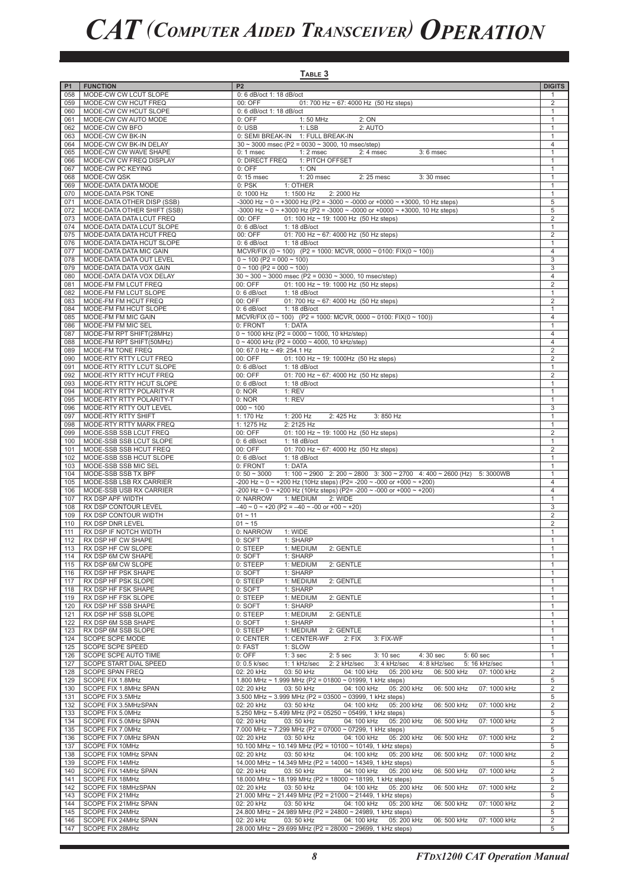# CAT (Computer Aided Transceiver) Operation

**Table 3**

| P1 | FUNCTION | P2 | DIGITS |
|---|---|---|---|
| 058 | MODE-CW CW LCUT SLOPE | 0: 6 dB/oct 1: 18 dB/oct | 1 |
| 059 | MODE-CW CW HCUT FREQ | 00: OFF 01: 700 Hz ~ 67: 4000 Hz (50 Hz steps) | 2 |
| 060 | MODE-CW CW HCUT SLOPE | 0: 6 dB/oct 1: 18 dB/oct | 1 |
| 061 | MODE-CW CW AUTO MODE | 0: OFF 1: 50 MHz 2: ON | 1 |
| 062 | MODE-CW CW BFO | 0: USB 1: LSB 2: AUTO | 1 |
| 063 | MODE-CW CW BK-IN | 0: SEMI BREAK-IN 1: FULL BREAK-IN | 1 |
| 064 | MODE-CW CW BK-IN DELAY | 30 ~ 3000 msec (P2 = 0030 ~ 3000, 10 msec/step) | 4 |
| 065 | MODE-CW CW WAVE SHAPE | 0: 1 msec 1: 2 msec 2: 4 msec 3: 6 msec | 1 |
| 066 | MODE-CW CW FREQ DISPLAY | 0: DIRECT FREQ 1: PITCH OFFSET | 1 |
| 067 | MODE-CW PC KEYING | 0: OFF 1: ON | 1 |
| 068 | MODE-CW QSK | 0: 15 msec 1: 20 msec 2: 25 mesc 3: 30 msec | 1 |
| 069 | MODE-DATA DATA MODE | 0: PSK 1: OTHER | 1 |
| 070 | MODE-DATA PSK TONE | 0: 1000 Hz 1: 1500 Hz 2: 2000 Hz | 1 |
| 071 | MODE-DATA OTHER DISP (SSB) | -3000 Hz ~ 0 ~ +3000 Hz (P2 = -3000 ~ -0000 or +0000 ~ +3000, 10 Hz steps) | 5 |
| 072 | MODE-DATA OTHER SHIFT (SSB) | -3000 Hz ~ 0 ~ +3000 Hz (P2 = -3000 ~ -0000 or +0000 ~ +3000, 10 Hz steps) | 5 |
| 073 | MODE-DATA DATA LCUT FREQ | 00: OFF 01: 100 Hz ~ 19: 1000 Hz (50 Hz steps) | 2 |
| 074 | MODE-DATA DATA LCUT SLOPE | 0: 6 dB/oct 1: 18 dB/oct | 1 |
| 075 | MODE-DATA DATA HCUT FREQ | 00: OFF 01: 700 Hz ~ 67: 4000 Hz (50 Hz steps) | 2 |
| 076 | MODE-DATA DATA HCUT SLOPE | 0: 6 dB/oct 1: 18 dB/oct | 1 |
| 077 | MODE-DATA DATA MIC GAIN | MCVR/FIX (0 ~ 100) (P2 = 1000: MCVR, 0000 ~ 0100: FIX(0 ~ 100)) | 4 |
| 078 | MODE-DATA DATA OUT LEVEL | 0 ~ 100 (P2 = 000 ~ 100) | 3 |
| 079 | MODE-DATA DATA VOX GAIN | 0 ~ 100 (P2 = 000 ~ 100) | 3 |
| 080 | MODE-DATA DATA VOX DELAY | 30 ~ 300 ~ 3000 msec (P2 = 0030 ~ 3000, 10 msec/step) | 4 |
| 081 | MODE-FM FM LCUT FREQ | 00: OFF 01: 100 Hz ~ 19: 1000 Hz (50 Hz steps) | 2 |
| 082 | MODE-FM FM LCUT SLOPE | 0: 6 dB/oct 1: 18 dB/oct | 1 |
| 083 | MODE-FM FM HCUT FREQ | 00: OFF 01: 700 Hz ~ 67: 4000 Hz (50 Hz steps) | 2 |
| 084 | MODE-FM FM HCUT SLOPE | 0: 6 dB/oct 1: 18 dB/oct | 1 |
| 085 | MODE-FM FM MIC GAIN | MCVR/FIX (0 ~ 100) (P2 = 1000: MCVR, 0000 ~ 0100: FIX(0 ~ 100)) | 4 |
| 086 | MODE-FM FM MIC SEL | 0: FRONT 1: DATA | 1 |
| 087 | MODE-FM RPT SHIFT(28MHz) | 0 ~ 1000 kHz (P2 = 0000 ~ 1000, 10 kHz/step) | 4 |
| 088 | MODE-FM RPT SHIFT(50MHz) | 0 ~ 4000 kHz (P2 = 0000 ~ 4000, 10 kHz/step) | 4 |
| 089 | MODE-FM TONE FREQ | 00: 67.0 Hz ~ 49: 254.1 Hz | 2 |
| 090 | MODE-RTY RTTY LCUT FREQ | 00: OFF 01: 100 Hz ~ 19: 1000Hz (50 Hz steps) | 2 |
| 091 | MODE-RTY RTTY LCUT SLOPE | 0: 6 dB/oct 1: 18 dB/oct | 1 |
| 092 | MODE-RTY RTTY HCUT FREQ | 00: OFF 01: 700 Hz ~ 67: 4000 Hz (50 Hz steps) | 2 |
| 093 | MODE-RTY RTTY HCUT SLOPE | 0: 6 dB/oct 1: 18 dB/oct | 1 |
| 094 | MODE-RTY RTTY POLARITY-R | 0: NOR 1: REV | 1 |
| 095 | MODE-RTY RTTY POLARITY-T | 0: NOR 1: REV | 1 |
| 096 | MODE-RTY RTTY OUT LEVEL | 000 ~ 100 | 3 |
| 097 | MODE-RTY RTTY SHIFT | 1: 170 Hz 1: 200 Hz 2: 425 Hz 3: 850 Hz | 1 |
| 098 | MODE-RTY RTTY MARK FREQ | 1: 1275 Hz 2: 2125 Hz | 1 |
| 099 | MODE-SSB SSB LCUT FREQ | 00: OFF 01: 100 Hz ~ 19: 1000 Hz (50 Hz steps) | 2 |
| 100 | MODE-SSB SSB LCUT SLOPE | 0: 6 dB/oct 1: 18 dB/oct | 1 |
| 101 | MODE-SSB SSB HCUT FREQ | 00: OFF 01: 700 Hz ~ 67: 4000 Hz (50 Hz steps) | 2 |
| 102 | MODE-SSB SSB HCUT SLOPE | 0: 6 dB/oct 1: 18 dB/oct | 1 |
| 103 | MODE-SSB SSB MIC SEL | 0: FRONT 1: DATA | 1 |
| 104 | MODE-SSB SSB TX BPF | 0: 50 ~ 3000 1: 100 ~ 2900 2: 200 ~ 2800 3: 300 ~ 2700 4: 400 ~ 2600 (Hz) 5: 3000WB | 1 |
| 105 | MODE-SSB LSB RX CARRIER | -200 Hz ~ 0 ~ +200 Hz (10Hz steps) (P2= -200 ~ -000 or +000 ~ +200) | 4 |
| 106 | MODE-SSB USB RX CARRIER | -200 Hz ~ 0 ~ +200 Hz (10Hz steps) (P2= -200 ~ -000 or +000 ~ +200) | 4 |
| 107 | RX DSP APF WIDTH | 0: NARROW 1: MEDIUM 2: WIDE | 1 |
| 108 | RX DSP CONTOUR LEVEL | –40 ~ 0 ~ +20 (P2 = –40 ~ -00 or +00 ~ +20) | 3 |
| 109 | RX DSP CONTOUR WIDTH | 01 ~ 11 | 2 |
| 110 | RX DSP DNR LEVEL | 01 ~ 15 | 2 |
| 111 | RX DSP IF NOTCH WIDTH | 0: NARROW 1: WIDE | 1 |
| 112 | RX DSP HF CW SHAPE | 0: SOFT 1: SHARP | 1 |
| 113 | RX DSP HF CW SLOPE | 0: STEEP 1: MEDIUM 2: GENTLE | 1 |
| 114 | RX DSP 6M CW SHAPE | 0: SOFT 1: SHARP | 1 |
| 115 | RX DSP 6M CW SLOPE | 0: STEEP 1: MEDIUM 2: GENTLE | 1 |
| 116 | RX DSP HF PSK SHAPE | 0: SOFT 1: SHARP | 1 |
| 117 | RX DSP HF PSK SLOPE | 0: STEEP 1: MEDIUM 2: GENTLE | 1 |
| 118 | RX DSP HF FSK SHAPE | 0: SOFT 1: SHARP | 1 |
| 119 | RX DSP HF FSK SLOPE | 0: STEEP 1: MEDIUM 2: GENTLE | 1 |
| 120 | RX DSP HF SSB SHAPE | 0: SOFT 1: SHARP | 1 |
| 121 | RX DSP HF SSB SLOPE | 0: STEEP 1: MEDIUM 2: GENTLE | 1 |
| 122 | RX DSP 6M SSB SHAPE | 0: SOFT 1: SHARP | 1 |
| 123 | RX DSP 6M SSB SLOPE | 0: STEEP 1: MEDIUM 2: GENTLE | 1 |
| 124 | SCOPE SCPE MODE | 0: CENTER 1: CENTER-WF 2: FIX 3: FIX-WF | 1 |
| 125 | SCOPE SCPE SPEED | 0: FAST 1: SLOW | 1 |
| 126 | SCOPE SCPE AUTO TIME | 0: OFF 1: 3 sec 2: 5 sec 3: 10 sec 4: 30 sec 5: 60 sec | 1 |
| 127 | SCOPE START DIAL SPEED | 0: 0.5 k/sec 1: 1 kHz/sec 2: 2 kHz/sec 3: 4 kHz/sec 4: 8 kHz/sec 5: 16 kHz/sec | 1 |
| 128 | SCOPE SPAN FREQ | 02: 20 kHz 03: 50 kHz 04: 100 kHz 05: 200 kHz 06: 500 kHz 07: 1000 kHz | 2 |
| 129 | SCOPE FIX 1.8MHz | 1.800 MHz ~ 1.999 MHz (P2 = 01800 ~ 01999, 1 kHz steps) | 5 |
| 130 | SCOPE FIX 1.8MHz SPAN | 02: 20 kHz 03: 50 kHz 04: 100 kHz 05: 200 kHz 06: 500 kHz 07: 1000 kHz | 2 |
| 131 | SCOPE FIX 3.5MHz | 3.500 MHz ~ 3.999 MHz (P2 = 03500 ~ 03999, 1 kHz steps) | 5 |
| 132 | SCOPE FIX 3.5MHzSPAN | 02: 20 kHz 03: 50 kHz 04: 100 kHz 05: 200 kHz 06: 500 kHz 07: 1000 kHz | 2 |
| 133 | SCOPE FIX 5.0MHz | 5.250 MHz ~ 5.499 MHz (P2 = 05250 ~ 05499, 1 kHz steps) | 5 |
| 134 | SCOPE FIX 5.0MHz SPAN | 02: 20 kHz 03: 50 kHz 04: 100 kHz 05: 200 kHz 06: 500 kHz 07: 1000 kHz | 2 |
| 135 | SCOPE FIX 7.0MHz | 7.000 MHz ~ 7.299 MHz (P2 = 07000 ~ 07299, 1 kHz steps) | 5 |
| 136 | SCOPE FIX 7.0MHz SPAN | 02: 20 kHz 03: 50 kHz 04: 100 kHz 05: 200 kHz 06: 500 kHz 07: 1000 kHz | 2 |
| 137 | SCOPE FIX 10MHz | 10.100 MHz ~ 10.149 MHz (P2 = 10100 ~ 10149, 1 kHz steps) | 5 |
| 138 | SCOPE FIX 10MHz SPAN | 02: 20 kHz 03: 50 kHz 04: 100 kHz 05: 200 kHz 06: 500 kHz 07: 1000 kHz | 2 |
| 139 | SCOPE FIX 14MHz | 14.000 MHz ~ 14.349 MHz (P2 = 14000 ~ 14349, 1 kHz steps) | 5 |
| 140 | SCOPE FIX 14MHz SPAN | 02: 20 kHz 03: 50 kHz 04: 100 kHz 05: 200 kHz 06: 500 kHz 07: 1000 kHz | 2 |
| 141 | SCOPE FIX 18MHz | 18.000 MHz ~ 18.199 MHz (P2 = 18000 ~ 18199, 1 kHz steps) | 5 |
| 142 | SCOPE FIX 18MHzSPAN | 02: 20 kHz 03: 50 kHz 04: 100 kHz 05: 200 kHz 06: 500 kHz 07: 1000 kHz | 2 |
| 143 | SCOPE FIX 21MHz | 21.000 MHz ~ 21.449 MHz (P2 = 21000 ~ 21449, 1 kHz steps) | 5 |
| 144 | SCOPE FIX 21MHz SPAN | 02: 20 kHz 03: 50 kHz 04: 100 kHz 05: 200 kHz 06: 500 kHz 07: 1000 kHz | 2 |
| 145 | SCOPE FIX 24MHz | 24.800 MHz ~ 24.989 MHz (P2 = 24800 ~ 24989, 1 kHz steps) | 5 |
| 146 | SCOPE FIX 24MHz SPAN | 02: 20 kHz 03: 50 kHz 04: 100 kHz 05: 200 kHz 06: 500 kHz 07: 1000 kHz | 2 |
| 147 | SCOPE FIX 28MHz | 28.000 MHz ~ 29.699 MHz (P2 = 28000 ~ 29699, 1 kHz steps) | 5 |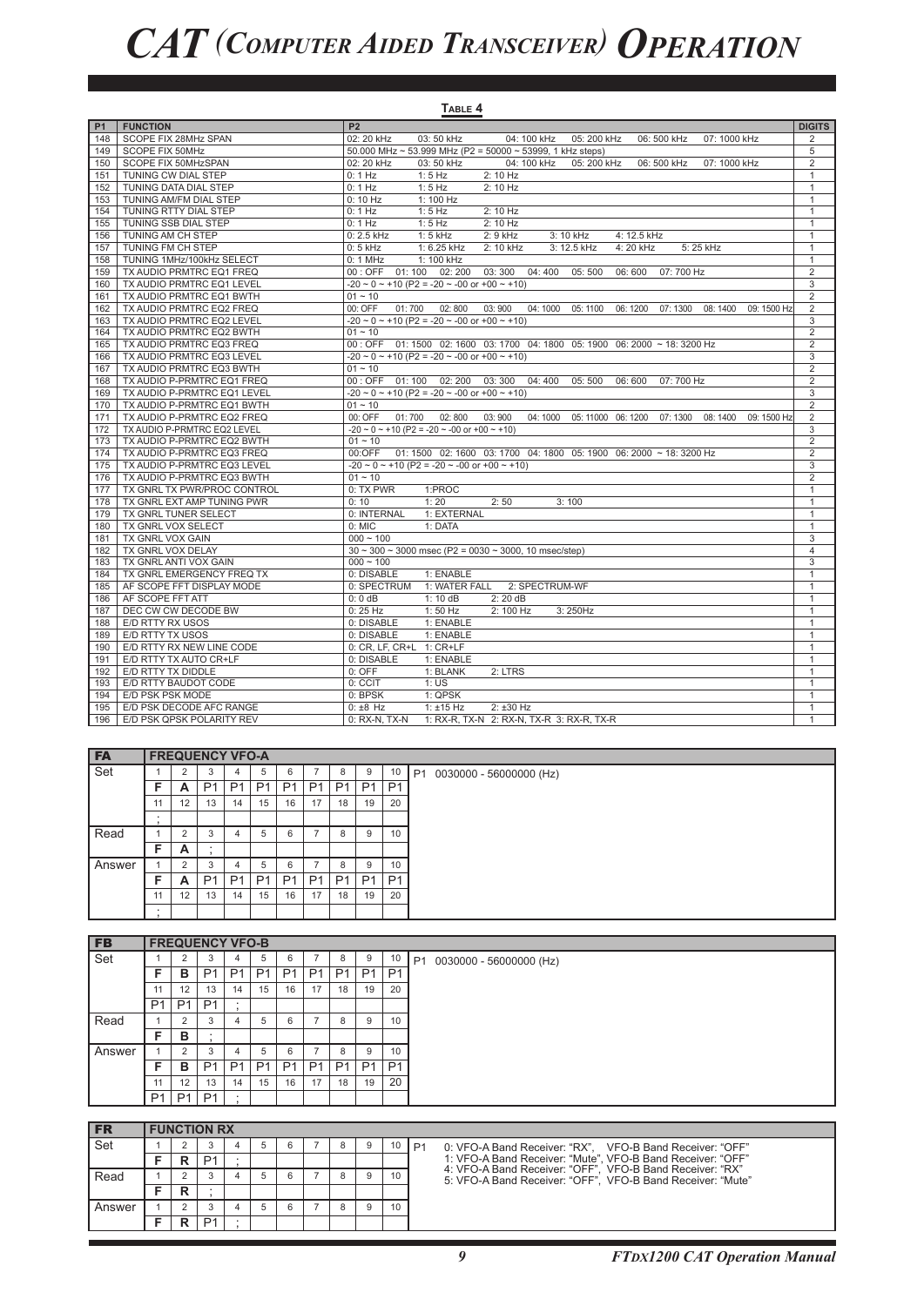# CAT (Computer Aided Transceiver) Operation

### Table 4

| P1 | FUNCTION | P2 | DIGITS |
|---|---|---|---|
| 148 | SCOPE FIX 28MHz SPAN | 02: 20 kHz 03: 50 kHz 04: 100 kHz 05: 200 kHz 06: 500 kHz 07: 1000 kHz | 2 |
| 149 | SCOPE FIX 50MHz | 50.000 MHz ~ 53.999 MHz (P2 = 50000 ~ 53999, 1 kHz steps) | 5 |
| 150 | SCOPE FIX 50MHzSPAN | 02: 20 kHz 03: 50 kHz 04: 100 kHz 05: 200 kHz 06: 500 kHz 07: 1000 kHz | 2 |
| 151 | TUNING CW DIAL STEP | 0: 1 Hz 1: 5 Hz 2: 10 Hz | 1 |
| 152 | TUNING DATA DIAL STEP | 0: 1 Hz 1: 5 Hz 2: 10 Hz | 1 |
| 153 | TUNING AM/FM DIAL STEP | 0: 10 Hz 1: 100 Hz | 1 |
| 154 | TUNING RTTY DIAL STEP | 0: 1 Hz 1: 5 Hz 2: 10 Hz | 1 |
| 155 | TUNING SSB DIAL STEP | 0: 1 Hz 1: 5 Hz 2: 10 Hz | 1 |
| 156 | TUNING AM CH STEP | 0: 2.5 kHz 1: 5 kHz 2: 9 kHz 3: 10 kHz 4: 12.5 kHz | 1 |
| 157 | TUNING FM CH STEP | 0: 5 kHz 1: 6.25 kHz 2: 10 kHz 3: 12.5 kHz 4: 20 kHz 5: 25 kHz | 1 |
| 158 | TUNING 1MHz/100kHz SELECT | 0: 1 MHz 1: 100 kHz | 1 |
| 159 | TX AUDIO PRMTRC EQ1 FREQ | 00 : OFF 01: 100 02: 200 03: 300 04: 400 05: 500 06: 600 07: 700 Hz | 2 |
| 160 | TX AUDIO PRMTRC EQ1 LEVEL | -20 ~ 0 ~ +10 (P2 = -20 ~ -00 or +00 ~ +10) | 3 |
| 161 | TX AUDIO PRMTRC EQ1 BWTH | 01 ~ 10 | 2 |
| 162 | TX AUDIO PRMTRC EQ2 FREQ | 00: OFF 01: 700 02: 800 03: 900 04: 1000 05: 1100 06: 1200 07: 1300 08: 1400 09: 1500 Hz | 2 |
| 163 | TX AUDIO PRMTRC EQ2 LEVEL | -20 ~ 0 ~ +10 (P2 = -20 ~ -00 or +00 ~ +10) | 3 |
| 164 | TX AUDIO PRMTRC EQ2 BWTH | 01 ~ 10 | 2 |
| 165 | TX AUDIO PRMTRC EQ3 FREQ | 00 : OFF 01: 1500 02: 1600 03: 1700 04: 1800 05: 1900 06: 2000 ~ 18: 3200 Hz | 2 |
| 166 | TX AUDIO PRMTRC EQ3 LEVEL | -20 ~ 0 ~ +10 (P2 = -20 ~ -00 or +00 ~ +10) | 3 |
| 167 | TX AUDIO PRMTRC EQ3 BWTH | 01 ~ 10 | 2 |
| 168 | TX AUDIO P-PRMTRC EQ1 FREQ | 00 : OFF 01: 100 02: 200 03: 300 04: 400 05: 500 06: 600 07: 700 Hz | 2 |
| 169 | TX AUDIO P-PRMTRC EQ1 LEVEL | -20 ~ 0 ~ +10 (P2 = -20 ~ -00 or +00 ~ +10) | 3 |
| 170 | TX AUDIO P-PRMTRC EQ1 BWTH | 01 ~ 10 | 2 |
| 171 | TX AUDIO P-PRMTRC EQ2 FREQ | 00: OFF 01: 700 02: 800 03: 900 04: 1000 05: 11000 06: 1200 07: 1300 08: 1400 09: 1500 Hz | 2 |
| 172 | TX AUDIO P-PRMTRC EQ2 LEVEL | -20 ~ 0 ~ +10 (P2 = -20 ~ -00 or +00 ~ +10) | 3 |
| 173 | TX AUDIO P-PRMTRC EQ2 BWTH | 01 ~ 10 | 2 |
| 174 | TX AUDIO P-PRMTRC EQ3 FREQ | 00:OFF 01: 1500 02: 1600 03: 1700 04: 1800 05: 1900 06: 2000 ~ 18: 3200 Hz | 2 |
| 175 | TX AUDIO P-PRMTRC EQ3 LEVEL | -20 ~ 0 ~ +10 (P2 = -20 ~ -00 or +00 ~ +10) | 3 |
| 176 | TX AUDIO P-PRMTRC EQ3 BWTH | 01 ~ 10 | 2 |
| 177 | TX GNRL TX PWR/PROC CONTROL | 0: TX PWR 1:PROC | 1 |
| 178 | TX GNRL EXT AMP TUNING PWR | 0: 10 1: 20 2: 50 3: 100 | 1 |
| 179 | TX GNRL TUNER SELECT | 0: INTERNAL 1: EXTERNAL | 1 |
| 180 | TX GNRL VOX SELECT | 0: MIC 1: DATA | 1 |
| 181 | TX GNRL VOX GAIN | 000 ~ 100 | 3 |
| 182 | TX GNRL VOX DELAY | 30 ~ 300 ~ 3000 msec (P2 = 0030 ~ 3000, 10 msec/step) | 4 |
| 183 | TX GNRL ANTI VOX GAIN | 000 ~ 100 | 3 |
| 184 | TX GNRL EMERGENCY FREQ TX | 0: DISABLE 1: ENABLE | 1 |
| 185 | AF SCOPE FFT DISPLAY MODE | 0: SPECTRUM 1: WATER FALL 2: SPECTRUM-WF | 1 |
| 186 | AF SCOPE FFT ATT | 0: 0 dB 1: 10 dB 2: 20 dB | 1 |
| 187 | DEC CW CW DECODE BW | 0: 25 Hz 1: 50 Hz 2: 100 Hz 3: 250Hz | 1 |
| 188 | E/D RTTY RX USOS | 0: DISABLE 1: ENABLE | 1 |
| 189 | E/D RTTY TX USOS | 0: DISABLE 1: ENABLE | 1 |
| 190 | E/D RTTY RX NEW LINE CODE | 0: CR, LF, CR+L 1: CR+LF | 1 |
| 191 | E/D RTTY TX AUTO CR+LF | 0: DISABLE 1: ENABLE | 1 |
| 192 | E/D RTTY TX DIDDLE | 0: OFF 1: BLANK 2: LTRS | 1 |
| 193 | E/D RTTY BAUDOT CODE | 0: CCIT 1: US | 1 |
| 194 | E/D PSK PSK MODE | 0: BPSK 1: QPSK | 1 |
| 195 | E/D PSK DECODE AFC RANGE | 0: ±8 Hz 1: ±15 Hz 2: ±30 Hz | 1 |
| 196 | E/D PSK QPSK POLARITY REV | 0: RX-N, TX-N 1: RX-R, TX-N 2: RX-N, TX-R 3: RX-R, TX-R | 1 |

### FA — FREQUENCY VFO-A

| | 1 | 2 | 3 | 4 | 5 | 6 | 7 | 8 | 9 | 10 | |
|---|---|---|---|---|---|---|---|---|---|---|---|
| Set | F | A | P1 | P1 | P1 | P1 | P1 | P1 | P1 | P1 | P1 0030000 - 56000000 (Hz) |
| | 11 | 12 | 13 | 14 | 15 | 16 | 17 | 18 | 19 | 20 | |
| | ; | | | | | | | | | | |
| Read | 1 | 2 | 3 | 4 | 5 | 6 | 7 | 8 | 9 | 10 | |
| | F | A | ; | | | | | | | | |
| Answer | 1 | 2 | 3 | 4 | 5 | 6 | 7 | 8 | 9 | 10 | |
| | F | A | P1 | P1 | P1 | P1 | P1 | P1 | P1 | P1 | |
| | 11 | 12 | 13 | 14 | 15 | 16 | 17 | 18 | 19 | 20 | |
| | ; | | | | | | | | | | |

### FB — FREQUENCY VFO-B

| | 1 | 2 | 3 | 4 | 5 | 6 | 7 | 8 | 9 | 10 | |
|---|---|---|---|---|---|---|---|---|---|---|---|
| Set | F | B | P1 | P1 | P1 | P1 | P1 | P1 | P1 | P1 | P1 0030000 - 56000000 (Hz) |
| | 11 | 12 | 13 | 14 | 15 | 16 | 17 | 18 | 19 | 20 | |
| | P1 | P1 | P1 | ; | | | | | | | |
| Read | 1 | 2 | 3 | 4 | 5 | 6 | 7 | 8 | 9 | 10 | |
| | F | B | ; | | | | | | | | |
| Answer | 1 | 2 | 3 | 4 | 5 | 6 | 7 | 8 | 9 | 10 | |
| | F | B | P1 | P1 | P1 | P1 | P1 | P1 | P1 | P1 | |
| | 11 | 12 | 13 | 14 | 15 | 16 | 17 | 18 | 19 | 20 | |
| | P1 | P1 | P1 | ; | | | | | | | |

### FR — FUNCTION RX

| | 1 | 2 | 3 | 4 | 5 | 6 | 7 | 8 | 9 | 10 | |
|---|---|---|---|---|---|---|---|---|---|---|---|
| Set | F | R | P1 | ; | | | | | | | P1 0: VFO-A Band Receiver: "RX", VFO-B Band Receiver: "OFF" 1: VFO-A Band Receiver: "Mute", VFO-B Band Receiver: "OFF" 4: VFO-A Band Receiver: "OFF", VFO-B Band Receiver: "RX" 5: VFO-A Band Receiver: "OFF", VFO-B Band Receiver: "Mute" |
| Read | 1 | 2 | 3 | 4 | 5 | 6 | 7 | 8 | 9 | 10 | |
| | F | R | ; | | | | | | | | |
| Answer | 1 | 2 | 3 | 4 | 5 | 6 | 7 | 8 | 9 | 10 | |
| | F | R | P1 | ; | | | | | | | |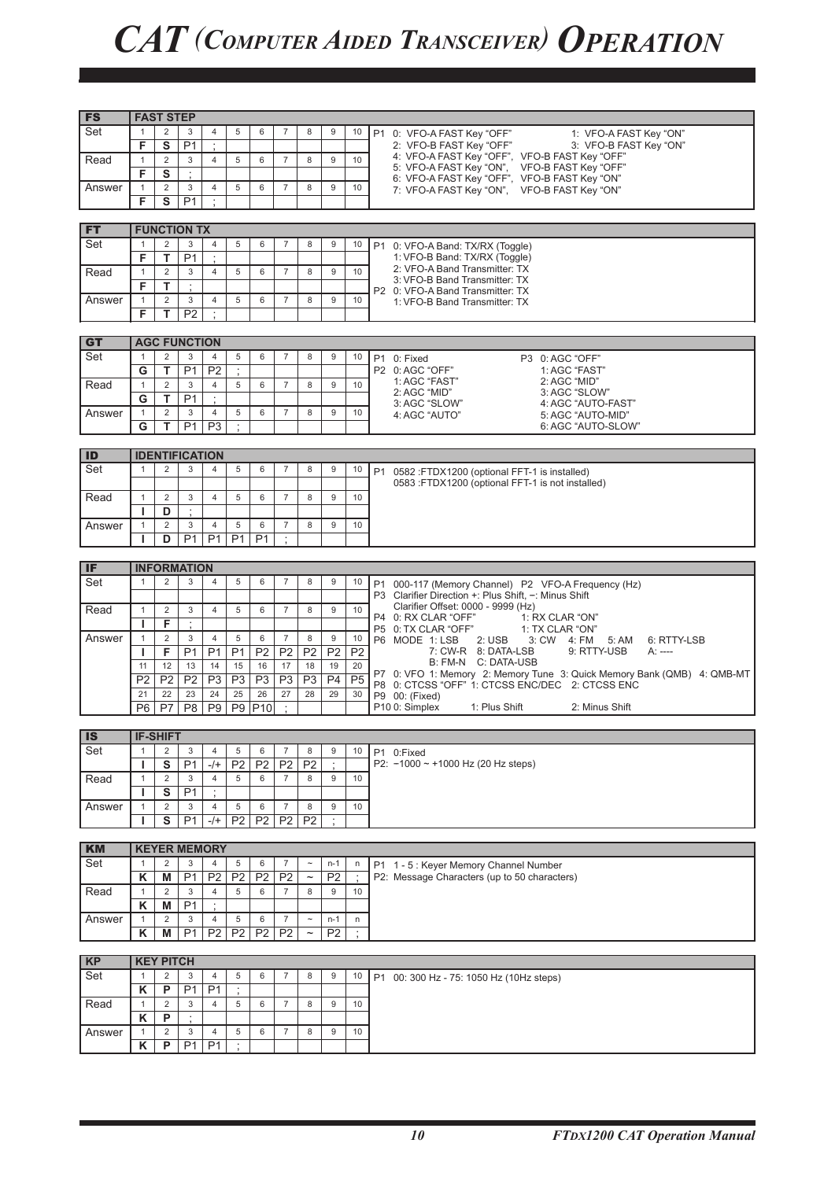# CAT (COMPUTER AIDED TRANSCEIVER) OPERATION

## FS — FAST STEP

| | 1 | 2 | 3 | 4 | 5 | 6 | 7 | 8 | 9 | 10 |
|---|---|---|---|---|---|---|---|---|---|---|
| Set | F | S | P1 | ; | | | | | | |
| Read | F | S | ; | | | | | | | |
| Answer | F | S | P1 | ; | | | | | | |

P1
- 0: VFO-A FAST Key "OFF"
- 1: VFO-A FAST Key "ON"
- 2: VFO-B FAST Key "OFF"
- 3: VFO-B FAST Key "ON"
- 4: VFO-A FAST Key "OFF", VFO-B FAST Key "OFF"
- 5: VFO-A FAST Key "ON", VFO-B FAST Key "OFF"
- 6: VFO-A FAST Key "OFF", VFO-B FAST Key "ON"
- 7: VFO-A FAST Key "ON", VFO-B FAST Key "ON"

## FT — FUNCTION TX

| | 1 | 2 | 3 | 4 | 5 | 6 | 7 | 8 | 9 | 10 |
|---|---|---|---|---|---|---|---|---|---|---|
| Set | F | T | P1 | ; | | | | | | |
| Read | F | T | ; | | | | | | | |
| Answer | F | T | P2 | ; | | | | | | |

P1
- 0: VFO-A Band: TX/RX (Toggle)
- 1: VFO-B Band: TX/RX (Toggle)
- 2: VFO-A Band Transmitter: TX
- 3: VFO-B Band Transmitter: TX

P2
- 0: VFO-A Band Transmitter: TX
- 1: VFO-B Band Transmitter: TX

## GT — AGC FUNCTION

| | 1 | 2 | 3 | 4 | 5 | 6 | 7 | 8 | 9 | 10 |
|---|---|---|---|---|---|---|---|---|---|---|
| Set | G | T | P1 | P2 | ; | | | | | |
| Read | G | T | P1 | ; | | | | | | |
| Answer | G | T | P1 | P3 | ; | | | | | |

P1 0: Fixed

P2
- 0: AGC "OFF"
- 1: AGC "FAST"
- 2: AGC "MID"
- 3: AGC "SLOW"
- 4: AGC "AUTO"

P3
- 0: AGC "OFF"
- 1: AGC "FAST"
- 2: AGC "MID"
- 3: AGC "SLOW"
- 4: AGC "AUTO-FAST"
- 5: AGC "AUTO-MID"
- 6: AGC "AUTO-SLOW"

## ID — IDENTIFICATION

| | 1 | 2 | 3 | 4 | 5 | 6 | 7 | 8 | 9 | 10 |
|---|---|---|---|---|---|---|---|---|---|---|
| Set | | | | | | | | | | |
| Read | I | D | ; | | | | | | | |
| Answer | I | D | P1 | P1 | P1 | P1 | ; | | | |

P1
- 0582 :FTDX1200 (optional FFT-1 is installed)
- 0583 :FTDX1200 (optional FFT-1 is not installed)

## IF — INFORMATION

| | 1 | 2 | 3 | 4 | 5 | 6 | 7 | 8 | 9 | 10 |
|---|---|---|---|---|---|---|---|---|---|---|
| Set | | | | | | | | | | |
| Read | I | F | ; | | | | | | | |
| Answer | I | F | P1 | P1 | P1 | P2 | P2 | P2 | P2 | P2 |
| | **11** | **12** | **13** | **14** | **15** | **16** | **17** | **18** | **19** | **20** |
| | P2 | P2 | P2 | P3 | P3 | P3 | P3 | P3 | P4 | P5 |
| | **21** | **22** | **23** | **24** | **25** | **26** | **27** | **28** | **29** | **30** |
| | P6 | P7 | P8 | P9 | P9 | P10 | ; | | | |

- P1 000-117 (Memory Channel)
- P2 VFO-A Frequency (Hz)
- P3 Clarifier Direction +: Plus Shift, −: Minus Shift
  Clarifier Offset: 0000 - 9999 (Hz)
- P4 0: RX CLAR "OFF" 1: RX CLAR "ON"
- P5 0: TX CLAR "OFF" 1: TX CLAR "ON"
- P6 MODE 1: LSB 2: USB 3: CW 4: FM 5: AM 6: RTTY-LSB 7: CW-R 8: DATA-LSB 9: RTTY-USB A: ---- B: FM-N C: DATA-USB
- P7 0: VFO 1: Memory 2: Memory Tune 3: Quick Memory Bank (QMB) 4: QMB-MT
- P8 0: CTCSS "OFF" 1: CTCSS ENC/DEC 2: CTCSS ENC
- P9 00: (Fixed)
- P10 0: Simplex 1: Plus Shift 2: Minus Shift

## IS — IF-SHIFT

| | 1 | 2 | 3 | 4 | 5 | 6 | 7 | 8 | 9 | 10 |
|---|---|---|---|---|---|---|---|---|---|---|
| Set | I | S | P1 | -/+ | P2 | P2 | P2 | P2 | ; | |
| Read | I | S | P1 | ; | | | | | | |
| Answer | I | S | P1 | -/+ | P2 | P2 | P2 | P2 | ; | |

- P1 0:Fixed
- P2: −1000 ~ +1000 Hz (20 Hz steps)

## KM — KEYER MEMORY

| | 1 | 2 | 3 | 4 | 5 | 6 | 7 | ~ | n-1 | n |
|---|---|---|---|---|---|---|---|---|---|---|
| Set | K | M | P1 | P2 | P2 | P2 | P2 | ~ | P2 | ; |
| Read | K | M | P1 | ; | | | | | | |
| Answer | K | M | P1 | P2 | P2 | P2 | P2 | ~ | P2 | ; |

(Read row columns: 1 2 3 4 5 6 7 8 9 10)

- P1 1 - 5 : Keyer Memory Channel Number
- P2: Message Characters (up to 50 characters)

## KP — KEY PITCH

| | 1 | 2 | 3 | 4 | 5 | 6 | 7 | 8 | 9 | 10 |
|---|---|---|---|---|---|---|---|---|---|---|
| Set | K | P | P1 | P1 | ; | | | | | |
| Read | K | P | ; | | | | | | | |
| Answer | K | P | P1 | P1 | ; | | | | | |

- P1 00: 300 Hz - 75: 1050 Hz (10Hz steps)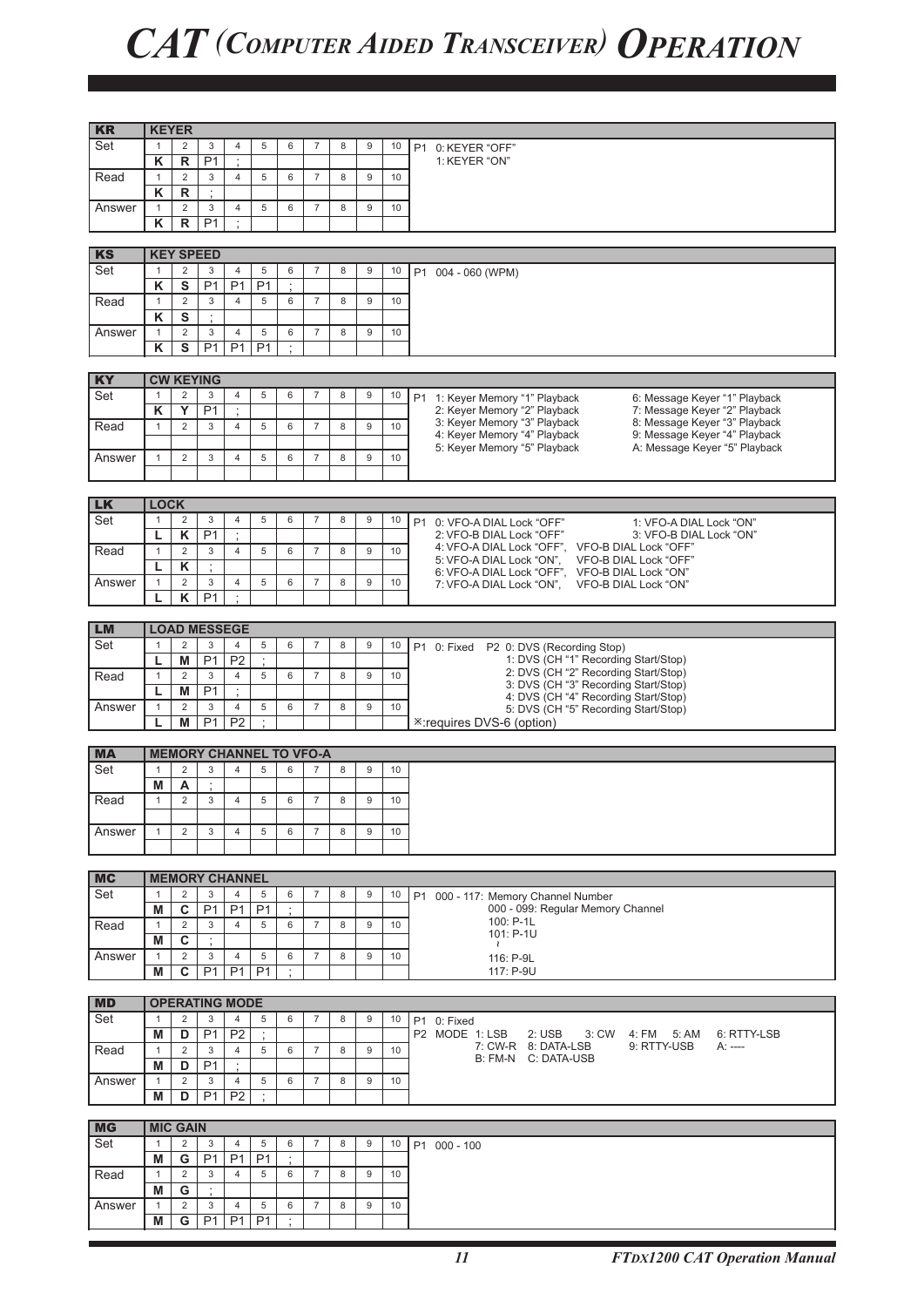# CAT (Computer Aided Transceiver) Operation

## KR — KEYER

| | 1 | 2 | 3 | 4 | 5 | 6 | 7 | 8 | 9 | 10 |
|---|---|---|---|---|---|---|---|---|---|---|
| Set | K | R | P1 | ; | | | | | | |
| Read | K | R | ; | | | | | | | |
| Answer | K | R | P1 | ; | | | | | | |

P1 0: KEYER "OFF"
1: KEYER "ON"

## KS — KEY SPEED

| | 1 | 2 | 3 | 4 | 5 | 6 | 7 | 8 | 9 | 10 |
|---|---|---|---|---|---|---|---|---|---|---|
| Set | K | S | P1 | P1 | P1 | ; | | | | |
| Read | K | S | ; | | | | | | | |
| Answer | K | S | P1 | P1 | P1 | ; | | | | |

P1 004 - 060 (WPM)

## KY — CW KEYING

| | 1 | 2 | 3 | 4 | 5 | 6 | 7 | 8 | 9 | 10 |
|---|---|---|---|---|---|---|---|---|---|---|
| Set | K | Y | P1 | ; | | | | | | |
| Read | | | | | | | | | | |
| Answer | | | | | | | | | | |

P1 1: Keyer Memory "1" Playback
2: Keyer Memory "2" Playback
3: Keyer Memory "3" Playback
4: Keyer Memory "4" Playback
5: Keyer Memory "5" Playback
6: Message Keyer "1" Playback
7: Message Keyer "2" Playback
8: Message Keyer "3" Playback
9: Message Keyer "4" Playback
A: Message Keyer "5" Playback

## LK — LOCK

| | 1 | 2 | 3 | 4 | 5 | 6 | 7 | 8 | 9 | 10 |
|---|---|---|---|---|---|---|---|---|---|---|
| Set | L | K | P1 | ; | | | | | | |
| Read | L | K | ; | | | | | | | |
| Answer | L | K | P1 | ; | | | | | | |

P1 0: VFO-A DIAL Lock "OFF"
1: VFO-A DIAL Lock "ON"
2: VFO-B DIAL Lock "OFF"
3: VFO-B DIAL Lock "ON"
4: VFO-A DIAL Lock "OFF", VFO-B DIAL Lock "OFF"
5: VFO-A DIAL Lock "ON", VFO-B DIAL Lock "OFF"
6: VFO-A DIAL Lock "OFF", VFO-B DIAL Lock "ON"
7: VFO-A DIAL Lock "ON", VFO-B DIAL Lock "ON"

## LM — LOAD MESSEGE

| | 1 | 2 | 3 | 4 | 5 | 6 | 7 | 8 | 9 | 10 |
|---|---|---|---|---|---|---|---|---|---|---|
| Set | L | M | P1 | P2 | ; | | | | | |
| Read | L | M | P1 | ; | | | | | | |
| Answer | L | M | P1 | P2 | ; | | | | | |

P1 0: Fixed
P2 0: DVS (Recording Stop)
1: DVS (CH "1" Recording Start/Stop)
2: DVS (CH "2" Recording Start/Stop)
3: DVS (CH "3" Recording Start/Stop)
4: DVS (CH "4" Recording Start/Stop)
5: DVS (CH "5" Recording Start/Stop)

※:requires DVS-6 (option)

## MA — MEMORY CHANNEL TO VFO-A

| | 1 | 2 | 3 | 4 | 5 | 6 | 7 | 8 | 9 | 10 |
|---|---|---|---|---|---|---|---|---|---|---|
| Set | M | A | ; | | | | | | | |
| Read | | | | | | | | | | |
| Answer | | | | | | | | | | |

## MC — MEMORY CHANNEL

| | 1 | 2 | 3 | 4 | 5 | 6 | 7 | 8 | 9 | 10 |
|---|---|---|---|---|---|---|---|---|---|---|
| Set | M | C | P1 | P1 | P1 | ; | | | | |
| Read | M | C | ; | | | | | | | |
| Answer | M | C | P1 | P1 | P1 | ; | | | | |

P1 000 - 117: Memory Channel Number
000 - 099: Regular Memory Channel
100: P-1L
101: P-1U
~
116: P-9L
117: P-9U

## MD — OPERATING MODE

| | 1 | 2 | 3 | 4 | 5 | 6 | 7 | 8 | 9 | 10 |
|---|---|---|---|---|---|---|---|---|---|---|
| Set | M | D | P1 | P2 | ; | | | | | |
| Read | M | D | P1 | ; | | | | | | |
| Answer | M | D | P1 | P2 | ; | | | | | |

P1 0: Fixed
P2 MODE 1: LSB 2: USB 3: CW 4: FM 5: AM 6: RTTY-LSB
7: CW-R 8: DATA-LSB 9: RTTY-USB A: ----
B: FM-N C: DATA-USB

## MG — MIC GAIN

| | 1 | 2 | 3 | 4 | 5 | 6 | 7 | 8 | 9 | 10 |
|---|---|---|---|---|---|---|---|---|---|---|
| Set | M | G | P1 | P1 | P1 | ; | | | | |
| Read | M | G | ; | | | | | | | |
| Answer | M | G | P1 | P1 | P1 | ; | | | | |

P1 000 - 100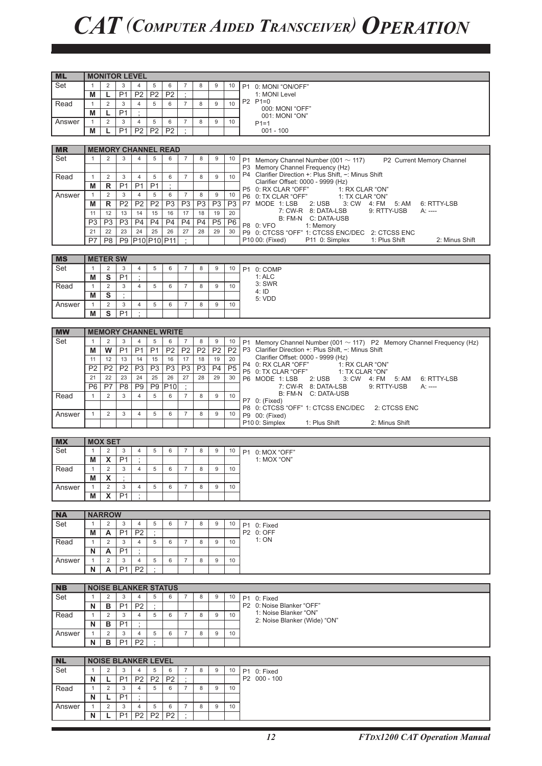# CAT (COMPUTER AIDED TRANSCEIVER) OPERATION

## ML — MONITOR LEVEL

| | 1 | 2 | 3 | 4 | 5 | 6 | 7 | 8 | 9 | 10 |
|---|---|---|---|---|---|---|---|---|---|---|
| Set | M | L | P1 | P2 | P2 | P2 | ; | | | |
| Read | M | L | P1 | ; | | | | | | |
| Answer | M | L | P1 | P2 | P2 | P2 | ; | | | |

P1 0: MONI "ON/OFF"
   1: MONI Level
P2 P1=0
   000: MONI "OFF"
   001: MONI "ON"
   P1=1
   001 - 100

## MR — MEMORY CHANNEL READ

| | 1 | 2 | 3 | 4 | 5 | 6 | 7 | 8 | 9 | 10 |
|---|---|---|---|---|---|---|---|---|---|---|
| Set | | | | | | | | | | |
| Read | M | R | P1 | P1 | P1 | ; | | | | |
| Answer | M | R | P2 | P2 | P2 | P3 | P3 | P3 | P3 | P3 |
| | 11 | 12 | 13 | 14 | 15 | 16 | 17 | 18 | 19 | 20 |
| | P3 | P3 | P3 | P4 | P4 | P4 | P4 | P4 | P5 | P6 |
| | 21 | 22 | 23 | 24 | 25 | 26 | 27 | 28 | 29 | 30 |
| | P7 | P8 | P9 | P10 | P10 | P11 | ; | | | |

P1 Memory Channel Number (001 ~ 117)   P2 Current Memory Channel
P3 Memory Channel Frequency (Hz)
P4 Clarifier Direction +: Plus Shift, −: Minus Shift
   Clarifier Offset: 0000 - 9999 (Hz)
P5 0: RX CLAR "OFF"   1: RX CLAR "ON"
P6 0: TX CLAR "OFF"   1: TX CLAR "ON"
P7 MODE 1: LSB   2: USB   3: CW   4: FM   5: AM   6: RTTY-LSB
   7: CW-R   8: DATA-LSB   9: RTTY-USB   A: ----
   B: FM-N   C: DATA-USB
P8 0: VFO   1: Memory
P9 0: CTCSS "OFF" 1: CTCSS ENC/DEC   2: CTCSS ENC
P10 00: (Fixed)   P11 0: Simplex   1: Plus Shift   2: Minus Shift

## MS — METER SW

| | 1 | 2 | 3 | 4 | 5 | 6 | 7 | 8 | 9 | 10 |
|---|---|---|---|---|---|---|---|---|---|---|
| Set | M | S | P1 | ; | | | | | | |
| Read | M | S | ; | | | | | | | |
| Answer | M | S | P1 | ; | | | | | | |

P1 0: COMP
   1: ALC
   3: SWR
   4: ID
   5: VDD

## MW — MEMORY CHANNEL WRITE

| | 1 | 2 | 3 | 4 | 5 | 6 | 7 | 8 | 9 | 10 |
|---|---|---|---|---|---|---|---|---|---|---|
| Set | M | W | P1 | P1 | P1 | P2 | P2 | P2 | P2 | P2 |
| | 11 | 12 | 13 | 14 | 15 | 16 | 17 | 18 | 19 | 20 |
| | P2 | P2 | P2 | P3 | P3 | P3 | P3 | P3 | P4 | P5 |
| | 21 | 22 | 23 | 24 | 25 | 26 | 27 | 28 | 29 | 30 |
| | P6 | P7 | P8 | P9 | P9 | P10 | ; | | | |
| Read | | | | | | | | | | |
| Answer | | | | | | | | | | |

P1 Memory Channel Number (001 ~ 117)   P2 Memory Channel Frequency (Hz)
P3 Clarifier Direction +: Plus Shift, −: Minus Shift
   Clarifier Offset: 0000 - 9999 (Hz)
P4 0: RX CLAR "OFF"   1: RX CLAR "ON"
P5 0: TX CLAR "OFF"   1: TX CLAR "ON"
P6 MODE 1: LSB   2: USB   3: CW   4: FM   5: AM   6: RTTY-LSB
   7: CW-R   8: DATA-LSB   9: RTTY-USB   A: ----
   B: FM-N   C: DATA-USB
P7 0: (Fixed)
P8 0: CTCSS "OFF" 1: CTCSS ENC/DEC   2: CTCSS ENC
P9 00: (Fixed)
P10 0: Simplex   1: Plus Shift   2: Minus Shift

## MX — MOX SET

| | 1 | 2 | 3 | 4 | 5 | 6 | 7 | 8 | 9 | 10 |
|---|---|---|---|---|---|---|---|---|---|---|
| Set | M | X | P1 | ; | | | | | | |
| Read | M | X | ; | | | | | | | |
| Answer | M | X | P1 | ; | | | | | | |

P1 0: MOX "OFF"
   1: MOX "ON"

## NA — NARROW

| | 1 | 2 | 3 | 4 | 5 | 6 | 7 | 8 | 9 | 10 |
|---|---|---|---|---|---|---|---|---|---|---|
| Set | M | A | P1 | P2 | ; | | | | | |
| Read | N | A | P1 | ; | | | | | | |
| Answer | N | A | P1 | P2 | ; | | | | | |

P1 0: Fixed
P2 0: OFF
   1: ON

## NB — NOISE BLANKER STATUS

| | 1 | 2 | 3 | 4 | 5 | 6 | 7 | 8 | 9 | 10 |
|---|---|---|---|---|---|---|---|---|---|---|
| Set | N | B | P1 | P2 | ; | | | | | |
| Read | N | B | P1 | ; | | | | | | |
| Answer | N | B | P1 | P2 | ; | | | | | |

P1 0: Fixed
P2 0: Noise Blanker "OFF"
   1: Noise Blanker "ON"
   2: Noise Blanker (Wide) "ON"

## NL — NOISE BLANKER LEVEL

| | 1 | 2 | 3 | 4 | 5 | 6 | 7 | 8 | 9 | 10 |
|---|---|---|---|---|---|---|---|---|---|---|
| Set | N | L | P1 | P2 | P2 | P2 | ; | | | |
| Read | N | L | P1 | ; | | | | | | |
| Answer | N | L | P1 | P2 | P2 | P2 | ; | | | |

P1 0: Fixed
P2 000 - 100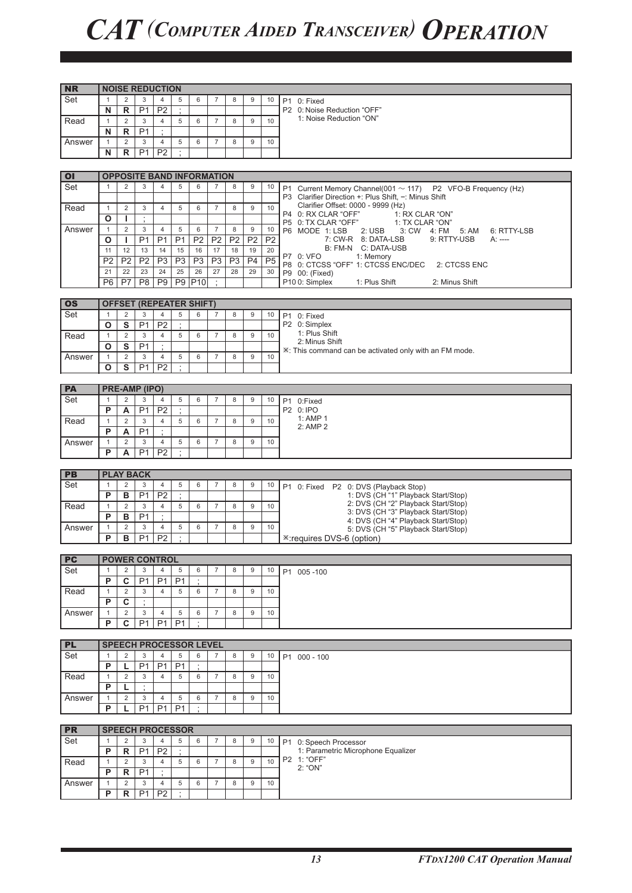# CAT (Computer Aided Transceiver) Operation

## NR — NOISE REDUCTION

| | 1 | 2 | 3 | 4 | 5 | 6 | 7 | 8 | 9 | 10 |
|---|---|---|---|---|---|---|---|---|---|---|
| Set | N | R | P1 | P2 | ; | | | | | |
| Read | N | R | P1 | ; | | | | | | |
| Answer | N | R | P1 | P2 | ; | | | | | |

P1 0: Fixed
P2 0: Noise Reduction "OFF"
1: Noise Reduction "ON"

## OI — OPPOSITE BAND INFORMATION

| | 1 | 2 | 3 | 4 | 5 | 6 | 7 | 8 | 9 | 10 |
|---|---|---|---|---|---|---|---|---|---|---|
| Set | | | | | | | | | | |
| Read | O | I | ; | | | | | | | |
| Answer | O | I | P1 | P1 | P1 | P2 | P2 | P2 | P2 | P2 |
| | 11 | 12 | 13 | 14 | 15 | 16 | 17 | 18 | 19 | 20 |
| | P2 | P2 | P2 | P3 | P3 | P3 | P3 | P3 | P4 | P5 |
| | 21 | 22 | 23 | 24 | 25 | 26 | 27 | 28 | 29 | 30 |
| | P6 | P7 | P8 | P9 | P9 | P10 | ; | | | |

P1 Current Memory Channel(001 ~ 117) P2 VFO-B Frequency (Hz)
P3 Clarifier Direction +: Plus Shift, −: Minus Shift
Clarifier Offset: 0000 - 9999 (Hz)
P4 0: RX CLAR "OFF" 1: RX CLAR "ON"
P5 0: TX CLAR "OFF" 1: TX CLAR "ON"
P6 MODE 1: LSB 2: USB 3: CW 4: FM 5: AM 6: RTTY-LSB
7: CW-R 8: DATA-LSB 9: RTTY-USB A: ----
B: FM-N C: DATA-USB
P7 0: VFO 1: Memory
P8 0: CTCSS "OFF" 1: CTCSS ENC/DEC 2: CTCSS ENC
P9 00: (Fixed)
P10 0: Simplex 1: Plus Shift 2: Minus Shift

## OS — OFFSET (REPEATER SHIFT)

| | 1 | 2 | 3 | 4 | 5 | 6 | 7 | 8 | 9 | 10 |
|---|---|---|---|---|---|---|---|---|---|---|
| Set | O | S | P1 | P2 | ; | | | | | |
| Read | O | S | P1 | ; | | | | | | |
| Answer | O | S | P1 | P2 | ; | | | | | |

P1 0: Fixed
P2 0: Simplex
1: Plus Shift
2: Minus Shift
※: This command can be activated only with an FM mode.

## PA — PRE-AMP (IPO)

| | 1 | 2 | 3 | 4 | 5 | 6 | 7 | 8 | 9 | 10 |
|---|---|---|---|---|---|---|---|---|---|---|
| Set | P | A | P1 | P2 | ; | | | | | |
| Read | P | A | P1 | ; | | | | | | |
| Answer | P | A | P1 | P2 | ; | | | | | |

P1 0:Fixed
P2 0: IPO
1: AMP 1
2: AMP 2

## PB — PLAY BACK

| | 1 | 2 | 3 | 4 | 5 | 6 | 7 | 8 | 9 | 10 |
|---|---|---|---|---|---|---|---|---|---|---|
| Set | P | B | P1 | P2 | ; | | | | | |
| Read | P | B | P1 | ; | | | | | | |
| Answer | P | B | P1 | P2 | ; | | | | | |

P1 0: Fixed P2 0: DVS (Playback Stop)
1: DVS (CH "1" Playback Start/Stop)
2: DVS (CH "2" Playback Start/Stop)
3: DVS (CH "3" Playback Start/Stop)
4: DVS (CH "4" Playback Start/Stop)
5: DVS (CH "5" Playback Start/Stop)
※:requires DVS-6 (option)

## PC — POWER CONTROL

| | 1 | 2 | 3 | 4 | 5 | 6 | 7 | 8 | 9 | 10 |
|---|---|---|---|---|---|---|---|---|---|---|
| Set | P | C | P1 | P1 | P1 | ; | | | | |
| Read | P | C | ; | | | | | | | |
| Answer | P | C | P1 | P1 | P1 | ; | | | | |

P1 005 -100

## PL — SPEECH PROCESSOR LEVEL

| | 1 | 2 | 3 | 4 | 5 | 6 | 7 | 8 | 9 | 10 |
|---|---|---|---|---|---|---|---|---|---|---|
| Set | P | L | P1 | P1 | P1 | ; | | | | |
| Read | P | L | ; | | | | | | | |
| Answer | P | L | P1 | P1 | P1 | ; | | | | |

P1 000 - 100

## PR — SPEECH PROCESSOR

| | 1 | 2 | 3 | 4 | 5 | 6 | 7 | 8 | 9 | 10 |
|---|---|---|---|---|---|---|---|---|---|---|
| Set | P | R | P1 | P2 | ; | | | | | |
| Read | P | R | P1 | ; | | | | | | |
| Answer | P | R | P1 | P2 | ; | | | | | |

P1 0: Speech Processor
1: Parametric Microphone Equalizer
P2 1: "OFF"
2: "ON"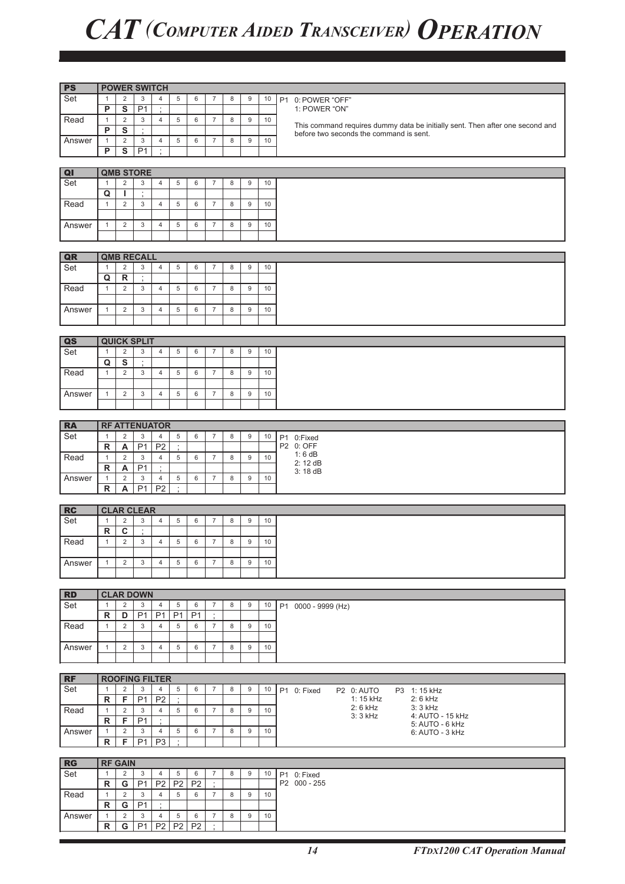# CAT (Computer Aided Transceiver) Operation

| PS | POWER SWITCH | | | | | | | | | | |
|---|---|---|---|---|---|---|---|---|---|---|---|
| Set | 1 | 2 | 3 | 4 | 5 | 6 | 7 | 8 | 9 | 10 | P1 0: POWER "OFF" |
| | P | S | P1 | ; | | | | | | | 1: POWER "ON" |
| Read | 1 | 2 | 3 | 4 | 5 | 6 | 7 | 8 | 9 | 10 | This command requires dummy data be initially sent. Then after one second and before two seconds the command is sent. |
| | P | S | ; | | | | | | | | |
| Answer | 1 | 2 | 3 | 4 | 5 | 6 | 7 | 8 | 9 | 10 | |
| | P | S | P1 | ; | | | | | | | |

| QI | QMB STORE | | | | | | | | | | |
|---|---|---|---|---|---|---|---|---|---|---|---|
| Set | 1 | 2 | 3 | 4 | 5 | 6 | 7 | 8 | 9 | 10 | |
| | Q | I | ; | | | | | | | | |
| Read | 1 | 2 | 3 | 4 | 5 | 6 | 7 | 8 | 9 | 10 | |
| | | | | | | | | | | | |
| Answer | 1 | 2 | 3 | 4 | 5 | 6 | 7 | 8 | 9 | 10 | |
| | | | | | | | | | | | |

| QR | QMB RECALL | | | | | | | | | | |
|---|---|---|---|---|---|---|---|---|---|---|---|
| Set | 1 | 2 | 3 | 4 | 5 | 6 | 7 | 8 | 9 | 10 | |
| | Q | R | ; | | | | | | | | |
| Read | 1 | 2 | 3 | 4 | 5 | 6 | 7 | 8 | 9 | 10 | |
| | | | | | | | | | | | |
| Answer | 1 | 2 | 3 | 4 | 5 | 6 | 7 | 8 | 9 | 10 | |
| | | | | | | | | | | | |

| QS | QUICK SPLIT | | | | | | | | | | |
|---|---|---|---|---|---|---|---|---|---|---|---|
| Set | 1 | 2 | 3 | 4 | 5 | 6 | 7 | 8 | 9 | 10 | |
| | Q | S | ; | | | | | | | | |
| Read | 1 | 2 | 3 | 4 | 5 | 6 | 7 | 8 | 9 | 10 | |
| | | | | | | | | | | | |
| Answer | 1 | 2 | 3 | 4 | 5 | 6 | 7 | 8 | 9 | 10 | |
| | | | | | | | | | | | |

| RA | RF ATTENUATOR | | | | | | | | | | |
|---|---|---|---|---|---|---|---|---|---|---|---|
| Set | 1 | 2 | 3 | 4 | 5 | 6 | 7 | 8 | 9 | 10 | P1 0:Fixed |
| | R | A | P1 | P2 | ; | | | | | | P2 0: OFF |
| Read | 1 | 2 | 3 | 4 | 5 | 6 | 7 | 8 | 9 | 10 | 1: 6 dB |
| | R | A | P1 | ; | | | | | | | 2: 12 dB |
| Answer | 1 | 2 | 3 | 4 | 5 | 6 | 7 | 8 | 9 | 10 | 3: 18 dB |
| | R | A | P1 | P2 | ; | | | | | | |

| RC | CLAR CLEAR | | | | | | | | | | |
|---|---|---|---|---|---|---|---|---|---|---|---|
| Set | 1 | 2 | 3 | 4 | 5 | 6 | 7 | 8 | 9 | 10 | |
| | R | C | ; | | | | | | | | |
| Read | 1 | 2 | 3 | 4 | 5 | 6 | 7 | 8 | 9 | 10 | |
| | | | | | | | | | | | |
| Answer | 1 | 2 | 3 | 4 | 5 | 6 | 7 | 8 | 9 | 10 | |
| | | | | | | | | | | | |

| RD | CLAR DOWN | | | | | | | | | | |
|---|---|---|---|---|---|---|---|---|---|---|---|
| Set | 1 | 2 | 3 | 4 | 5 | 6 | 7 | 8 | 9 | 10 | P1 0000 - 9999 (Hz) |
| | R | D | P1 | P1 | P1 | P1 | ; | | | | |
| Read | 1 | 2 | 3 | 4 | 5 | 6 | 7 | 8 | 9 | 10 | |
| | | | | | | | | | | | |
| Answer | 1 | 2 | 3 | 4 | 5 | 6 | 7 | 8 | 9 | 10 | |
| | | | | | | | | | | | |

| RF | ROOFING FILTER | | | | | | | | | | | | |
|---|---|---|---|---|---|---|---|---|---|---|---|---|---|
| Set | 1 | 2 | 3 | 4 | 5 | 6 | 7 | 8 | 9 | 10 | P1 0: Fixed | P2 0: AUTO | P3 1: 15 kHz |
| | R | F | P1 | P2 | ; | | | | | | | 1: 15 kHz | 2: 6 kHz |
| Read | 1 | 2 | 3 | 4 | 5 | 6 | 7 | 8 | 9 | 10 | | 2: 6 kHz | 3: 3 kHz |
| | R | F | P1 | ; | | | | | | | | 3: 3 kHz | 4: AUTO - 15 kHz |
| Answer | 1 | 2 | 3 | 4 | 5 | 6 | 7 | 8 | 9 | 10 | | | 5: AUTO - 6 kHz |
| | R | F | P1 | P3 | ; | | | | | | | | 6: AUTO - 3 kHz |

| RG | RF GAIN | | | | | | | | | | |
|---|---|---|---|---|---|---|---|---|---|---|---|
| Set | 1 | 2 | 3 | 4 | 5 | 6 | 7 | 8 | 9 | 10 | P1 0: Fixed |
| | R | G | P1 | P2 | P2 | P2 | ; | | | | P2 000 - 255 |
| Read | 1 | 2 | 3 | 4 | 5 | 6 | 7 | 8 | 9 | 10 | |
| | R | G | P1 | ; | | | | | | | |
| Answer | 1 | 2 | 3 | 4 | 5 | 6 | 7 | 8 | 9 | 10 | |
| | R | G | P1 | P2 | P2 | P2 | ; | | | | |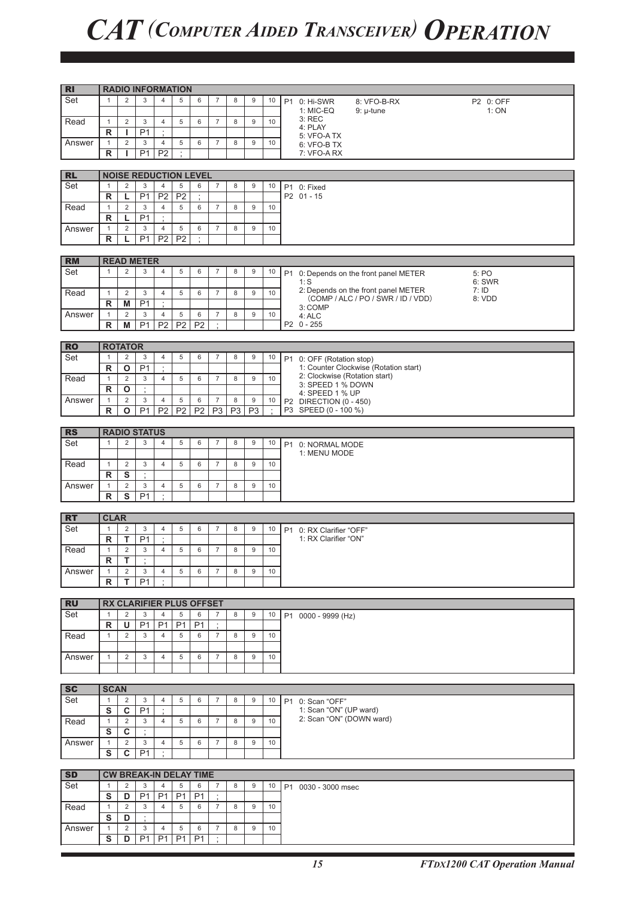# CAT (COMPUTER AIDED TRANSCEIVER) OPERATION

| RI | RADIO INFORMATION | | | | | | | | | | |
|---|---|---|---|---|---|---|---|---|---|---|---|
| Set | 1 | 2 | 3 | 4 | 5 | 6 | 7 | 8 | 9 | 10 | P1 0: Hi-SWR 8: VFO-B-RX P2 0: OFF |
| | | | | | | | | | | | 1: MIC-EQ 9: μ-tune 1: ON |
| Read | 1 | 2 | 3 | 4 | 5 | 6 | 7 | 8 | 9 | 10 | 3: REC |
| | R | I | P1 | ; | | | | | | | 4: PLAY |
| Answer | 1 | 2 | 3 | 4 | 5 | 6 | 7 | 8 | 9 | 10 | 5: VFO-A TX |
| | R | I | P1 | P2 | ; | | | | | | 6: VFO-B TX<br>7: VFO-A RX |

| RL | NOISE REDUCTION LEVEL | | | | | | | | | | |
|---|---|---|---|---|---|---|---|---|---|---|---|
| Set | 1 | 2 | 3 | 4 | 5 | 6 | 7 | 8 | 9 | 10 | P1 0: Fixed |
| | R | L | P1 | P2 | P2 | ; | | | | | P2 01 - 15 |
| Read | 1 | 2 | 3 | 4 | 5 | 6 | 7 | 8 | 9 | 10 | |
| | R | L | P1 | ; | | | | | | | |
| Answer | 1 | 2 | 3 | 4 | 5 | 6 | 7 | 8 | 9 | 10 | |
| | R | L | P1 | P2 | P2 | ; | | | | | |

| RM | READ METER | | | | | | | | | | |
|---|---|---|---|---|---|---|---|---|---|---|---|
| Set | 1 | 2 | 3 | 4 | 5 | 6 | 7 | 8 | 9 | 10 | P1 0: Depends on the front panel METER 5: PO |
| | | | | | | | | | | | 1: S 6: SWR |
| Read | 1 | 2 | 3 | 4 | 5 | 6 | 7 | 8 | 9 | 10 | 2: Depends on the front panel METER 7: ID<br>(COMP / ALC / PO / SWR / ID / VDD) 8: VDD |
| | R | M | P1 | ; | | | | | | | 3: COMP |
| Answer | 1 | 2 | 3 | 4 | 5 | 6 | 7 | 8 | 9 | 10 | 4: ALC |
| | R | M | P1 | P2 | P2 | P2 | ; | | | | P2 0 - 255 |

| RO | ROTATOR | | | | | | | | | | |
|---|---|---|---|---|---|---|---|---|---|---|---|
| Set | 1 | 2 | 3 | 4 | 5 | 6 | 7 | 8 | 9 | 10 | P1 0: OFF (Rotation stop) |
| | R | O | P1 | ; | | | | | | | 1: Counter Clockwise (Rotation start) |
| Read | 1 | 2 | 3 | 4 | 5 | 6 | 7 | 8 | 9 | 10 | 2: Clockwise (Rotation start)<br>3: SPEED 1 % DOWN |
| | R | O | ; | | | | | | | | 4: SPEED 1 % UP |
| Answer | 1 | 2 | 3 | 4 | 5 | 6 | 7 | 8 | 9 | 10 | P2 DIRECTION (0 - 450) |
| | R | O | P1 | P2 | P2 | P2 | P3 | P3 | P3 | ; | P3 SPEED (0 - 100 %) |

| RS | RADIO STATUS | | | | | | | | | | |
|---|---|---|---|---|---|---|---|---|---|---|---|
| Set | 1 | 2 | 3 | 4 | 5 | 6 | 7 | 8 | 9 | 10 | P1 0: NORMAL MODE |
| | | | | | | | | | | | 1: MENU MODE |
| Read | 1 | 2 | 3 | 4 | 5 | 6 | 7 | 8 | 9 | 10 | |
| | R | S | ; | | | | | | | | |
| Answer | 1 | 2 | 3 | 4 | 5 | 6 | 7 | 8 | 9 | 10 | |
| | R | S | P1 | ; | | | | | | | |

| RT | CLAR | | | | | | | | | | |
|---|---|---|---|---|---|---|---|---|---|---|---|
| Set | 1 | 2 | 3 | 4 | 5 | 6 | 7 | 8 | 9 | 10 | P1 0: RX Clarifier "OFF" |
| | R | T | P1 | ; | | | | | | | 1: RX Clarifier "ON" |
| Read | 1 | 2 | 3 | 4 | 5 | 6 | 7 | 8 | 9 | 10 | |
| | R | T | ; | | | | | | | | |
| Answer | 1 | 2 | 3 | 4 | 5 | 6 | 7 | 8 | 9 | 10 | |
| | R | T | P1 | ; | | | | | | | |

| RU | RX CLARIFIER PLUS OFFSET | | | | | | | | | | |
|---|---|---|---|---|---|---|---|---|---|---|---|
| Set | 1 | 2 | 3 | 4 | 5 | 6 | 7 | 8 | 9 | 10 | P1 0000 - 9999 (Hz) |
| | R | U | P1 | P1 | P1 | P1 | ; | | | | |
| Read | 1 | 2 | 3 | 4 | 5 | 6 | 7 | 8 | 9 | 10 | |
| | | | | | | | | | | | |
| Answer | 1 | 2 | 3 | 4 | 5 | 6 | 7 | 8 | 9 | 10 | |
| | | | | | | | | | | | |

| SC | SCAN | | | | | | | | | | |
|---|---|---|---|---|---|---|---|---|---|---|---|
| Set | 1 | 2 | 3 | 4 | 5 | 6 | 7 | 8 | 9 | 10 | P1 0: Scan "OFF" |
| | S | C | P1 | ; | | | | | | | 1: Scan "ON" (UP ward) |
| Read | 1 | 2 | 3 | 4 | 5 | 6 | 7 | 8 | 9 | 10 | 2: Scan "ON" (DOWN ward) |
| | S | C | ; | | | | | | | | |
| Answer | 1 | 2 | 3 | 4 | 5 | 6 | 7 | 8 | 9 | 10 | |
| | S | C | P1 | ; | | | | | | | |

| SD | CW BREAK-IN DELAY TIME | | | | | | | | | | |
|---|---|---|---|---|---|---|---|---|---|---|---|
| Set | 1 | 2 | 3 | 4 | 5 | 6 | 7 | 8 | 9 | 10 | P1 0030 - 3000 msec |
| | S | D | P1 | P1 | P1 | P1 | ; | | | | |
| Read | 1 | 2 | 3 | 4 | 5 | 6 | 7 | 8 | 9 | 10 | |
| | S | D | ; | | | | | | | | |
| Answer | 1 | 2 | 3 | 4 | 5 | 6 | 7 | 8 | 9 | 10 | |
| | S | D | P1 | P1 | P1 | P1 | ; | | | | |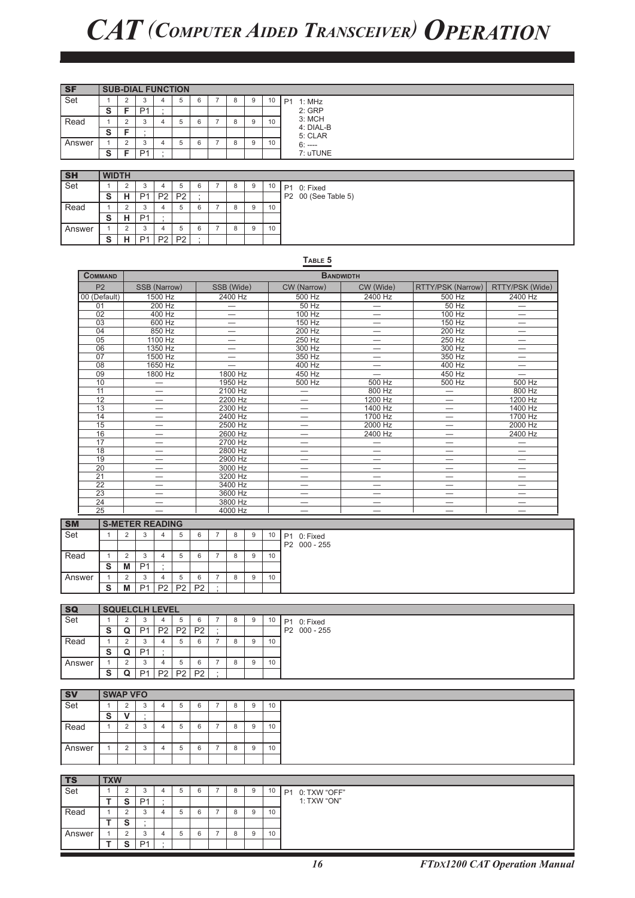# CAT (Computer Aided Transceiver) Operation

## SF — SUB-DIAL FUNCTION

| | 1 | 2 | 3 | 4 | 5 | 6 | 7 | 8 | 9 | 10 |
|---|---|---|---|---|---|---|---|---|---|---|
| Set | S | F | P1 | ; | | | | | | |
| Read | S | F | ; | | | | | | | |
| Answer | S | F | P1 | ; | | | | | | |

P1 1: MHz
2: GRP
3: MCH
4: DIAL-B
5: CLAR
6: ----
7: uTUNE

## SH — WIDTH

| | 1 | 2 | 3 | 4 | 5 | 6 | 7 | 8 | 9 | 10 |
|---|---|---|---|---|---|---|---|---|---|---|
| Set | S | H | P1 | P2 | P2 | ; | | | | |
| Read | S | H | P1 | ; | | | | | | |
| Answer | S | H | P1 | P2 | P2 | ; | | | | |

P1 0: Fixed
P2 00 (See Table 5)

**Table 5**

| Command | Bandwidth | | | | | |
|---|---|---|---|---|---|---|
| P2 | SSB (Narrow) | SSB (Wide) | CW (Narrow) | CW (Wide) | RTTY/PSK (Narrow) | RTTY/PSK (Wide) |
| 00 (Default) | 1500 Hz | 2400 Hz | 500 Hz | 2400 Hz | 500 Hz | 2400 Hz |
| 01 | 200 Hz | — | 50 Hz | — | 50 Hz | — |
| 02 | 400 Hz | — | 100 Hz | — | 100 Hz | — |
| 03 | 600 Hz | — | 150 Hz | — | 150 Hz | — |
| 04 | 850 Hz | — | 200 Hz | — | 200 Hz | — |
| 05 | 1100 Hz | — | 250 Hz | — | 250 Hz | — |
| 06 | 1350 Hz | — | 300 Hz | — | 300 Hz | — |
| 07 | 1500 Hz | — | 350 Hz | — | 350 Hz | — |
| 08 | 1650 Hz | — | 400 Hz | — | 400 Hz | — |
| 09 | 1800 Hz | 1800 Hz | 450 Hz | — | 450 Hz | — |
| 10 | — | 1950 Hz | 500 Hz | 500 Hz | 500 Hz | 500 Hz |
| 11 | — | 2100 Hz | — | 800 Hz | — | 800 Hz |
| 12 | — | 2200 Hz | — | 1200 Hz | — | 1200 Hz |
| 13 | — | 2300 Hz | — | 1400 Hz | — | 1400 Hz |
| 14 | — | 2400 Hz | — | 1700 Hz | — | 1700 Hz |
| 15 | — | 2500 Hz | — | 2000 Hz | — | 2000 Hz |
| 16 | — | 2600 Hz | — | 2400 Hz | — | 2400 Hz |
| 17 | — | 2700 Hz | — | — | — | — |
| 18 | — | 2800 Hz | — | — | — | — |
| 19 | — | 2900 Hz | — | — | — | — |
| 20 | — | 3000 Hz | — | — | — | — |
| 21 | — | 3200 Hz | — | — | — | — |
| 22 | — | 3400 Hz | — | — | — | — |
| 23 | — | 3600 Hz | — | — | — | — |
| 24 | — | 3800 Hz | — | — | — | — |
| 25 | — | 4000 Hz | — | — | — | — |

## SM — S-METER READING

| | 1 | 2 | 3 | 4 | 5 | 6 | 7 | 8 | 9 | 10 |
|---|---|---|---|---|---|---|---|---|---|---|
| Set | | | | | | | | | | |
| Read | S | M | P1 | ; | | | | | | |
| Answer | S | M | P1 | P2 | P2 | P2 | ; | | | |

P1 0: Fixed
P2 000 - 255

## SQ — SQUELCLH LEVEL

| | 1 | 2 | 3 | 4 | 5 | 6 | 7 | 8 | 9 | 10 |
|---|---|---|---|---|---|---|---|---|---|---|
| Set | S | Q | P1 | P2 | P2 | P2 | ; | | | |
| Read | S | Q | P1 | ; | | | | | | |
| Answer | S | Q | P1 | P2 | P2 | P2 | ; | | | |

P1 0: Fixed
P2 000 - 255

## SV — SWAP VFO

| | 1 | 2 | 3 | 4 | 5 | 6 | 7 | 8 | 9 | 10 |
|---|---|---|---|---|---|---|---|---|---|---|
| Set | S | V | ; | | | | | | | |
| Read | | | | | | | | | | |
| Answer | | | | | | | | | | |

## TS — TXW

| | 1 | 2 | 3 | 4 | 5 | 6 | 7 | 8 | 9 | 10 |
|---|---|---|---|---|---|---|---|---|---|---|
| Set | T | S | P1 | ; | | | | | | |
| Read | T | S | ; | | | | | | | |
| Answer | T | S | P1 | ; | | | | | | |

P1 0: TXW "OFF"
1: TXW "ON"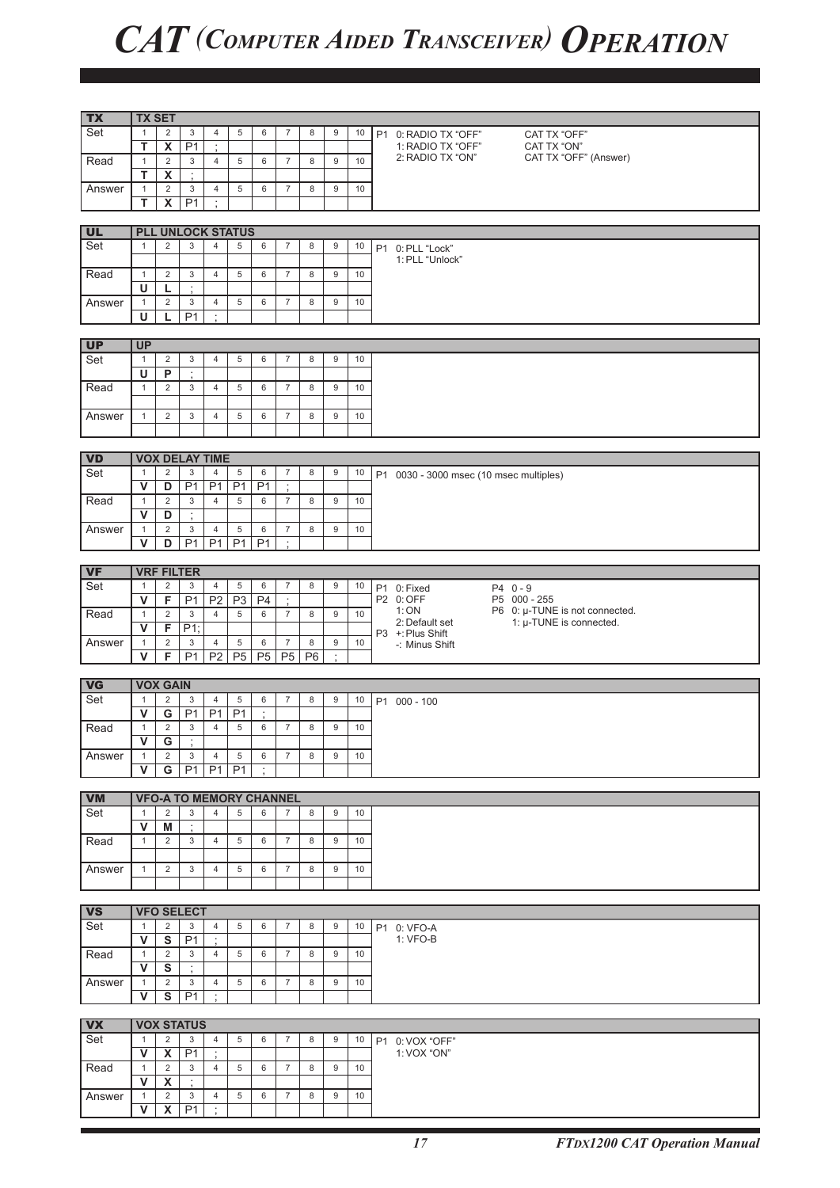# CAT (Computer Aided Transceiver) Operation

## TX — TX SET

| | 1 | 2 | 3 | 4 | 5 | 6 | 7 | 8 | 9 | 10 |
|---|---|---|---|---|---|---|---|---|---|---|
| Set | T | X | P1 | ; | | | | | | |
| Read | T | X | ; | | | | | | | |
| Answer | T | X | P1 | ; | | | | | | |

P1 0: RADIO TX "OFF" — CAT TX "OFF"
1: RADIO TX "OFF" — CAT TX "ON"
2: RADIO TX "ON" — CAT TX "OFF" (Answer)

## UL — PLL UNLOCK STATUS

| | 1 | 2 | 3 | 4 | 5 | 6 | 7 | 8 | 9 | 10 |
|---|---|---|---|---|---|---|---|---|---|---|
| Set | | | | | | | | | | |
| Read | U | L | ; | | | | | | | |
| Answer | U | L | P1 | ; | | | | | | |

P1 0: PLL "Lock"
1: PLL "Unlock"

## UP — UP

| | 1 | 2 | 3 | 4 | 5 | 6 | 7 | 8 | 9 | 10 |
|---|---|---|---|---|---|---|---|---|---|---|
| Set | U | P | ; | | | | | | | |
| Read | | | | | | | | | | |
| Answer | | | | | | | | | | |

## VD — VOX DELAY TIME

| | 1 | 2 | 3 | 4 | 5 | 6 | 7 | 8 | 9 | 10 |
|---|---|---|---|---|---|---|---|---|---|---|
| Set | V | D | P1 | P1 | P1 | P1 | ; | | | |
| Read | V | D | ; | | | | | | | |
| Answer | V | D | P1 | P1 | P1 | P1 | ; | | | |

P1 0030 - 3000 msec (10 msec multiples)

## VF — VRF FILTER

| | 1 | 2 | 3 | 4 | 5 | 6 | 7 | 8 | 9 | 10 |
|---|---|---|---|---|---|---|---|---|---|---|
| Set | V | F | P1 | P2 | P3 | P4 | ; | | | |
| Read | V | F | P1; | | | | | | | |
| Answer | V | F | P1 | P2 | P5 | P5 | P5 | P6 | ; | |

P1 0: Fixed
P2 0: OFF
1: ON
2: Default set
P3 +: Plus Shift
-: Minus Shift
P4 0 - 9
P5 000 - 255
P6 0: μ-TUNE is not connected.
1: μ-TUNE is connected.

## VG — VOX GAIN

| | 1 | 2 | 3 | 4 | 5 | 6 | 7 | 8 | 9 | 10 |
|---|---|---|---|---|---|---|---|---|---|---|
| Set | V | G | P1 | P1 | P1 | ; | | | | |
| Read | V | G | ; | | | | | | | |
| Answer | V | G | P1 | P1 | P1 | ; | | | | |

P1 000 - 100

## VM — VFO-A TO MEMORY CHANNEL

| | 1 | 2 | 3 | 4 | 5 | 6 | 7 | 8 | 9 | 10 |
|---|---|---|---|---|---|---|---|---|---|---|
| Set | V | M | ; | | | | | | | |
| Read | | | | | | | | | | |
| Answer | | | | | | | | | | |

## VS — VFO SELECT

| | 1 | 2 | 3 | 4 | 5 | 6 | 7 | 8 | 9 | 10 |
|---|---|---|---|---|---|---|---|---|---|---|
| Set | V | S | P1 | ; | | | | | | |
| Read | V | S | ; | | | | | | | |
| Answer | V | S | P1 | ; | | | | | | |

P1 0: VFO-A
1: VFO-B

## VX — VOX STATUS

| | 1 | 2 | 3 | 4 | 5 | 6 | 7 | 8 | 9 | 10 |
|---|---|---|---|---|---|---|---|---|---|---|
| Set | V | X | P1 | ; | | | | | | |
| Read | V | X | ; | | | | | | | |
| Answer | V | X | P1 | ; | | | | | | |

P1 0: VOX "OFF"
1: VOX "ON"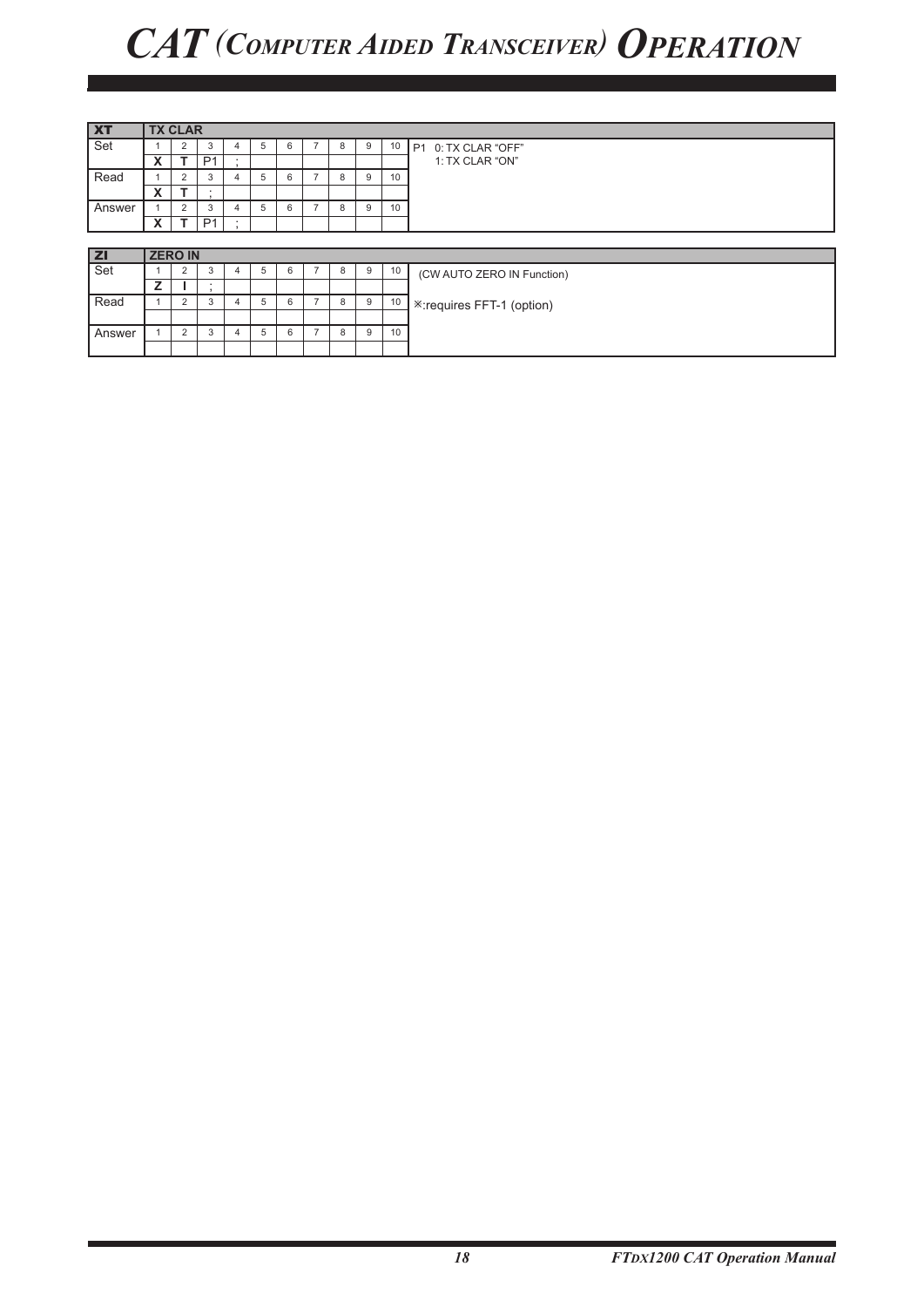# CAT (Computer Aided Transceiver) Operation

| XT | TX CLAR | | | | | | | | | | |
|---|---|---|---|---|---|---|---|---|---|---|---|
| Set | 1 | 2 | 3 | 4 | 5 | 6 | 7 | 8 | 9 | 10 | P1 0: TX CLAR "OFF" |
| | X | T | P1 | ; | | | | | | | 1: TX CLAR "ON" |
| Read | 1 | 2 | 3 | 4 | 5 | 6 | 7 | 8 | 9 | 10 | |
| | X | T | ; | | | | | | | | |
| Answer | 1 | 2 | 3 | 4 | 5 | 6 | 7 | 8 | 9 | 10 | |
| | X | T | P1 | ; | | | | | | | |

| ZI | ZERO IN | | | | | | | | | | |
|---|---|---|---|---|---|---|---|---|---|---|---|
| Set | 1 | 2 | 3 | 4 | 5 | 6 | 7 | 8 | 9 | 10 | (CW AUTO ZERO IN Function) |
| | Z | I | ; | | | | | | | | |
| Read | 1 | 2 | 3 | 4 | 5 | 6 | 7 | 8 | 9 | 10 | ※:requires FFT-1 (option) |
| | | | | | | | | | | | |
| Answer | 1 | 2 | 3 | 4 | 5 | 6 | 7 | 8 | 9 | 10 | |
| | | | | | | | | | | | |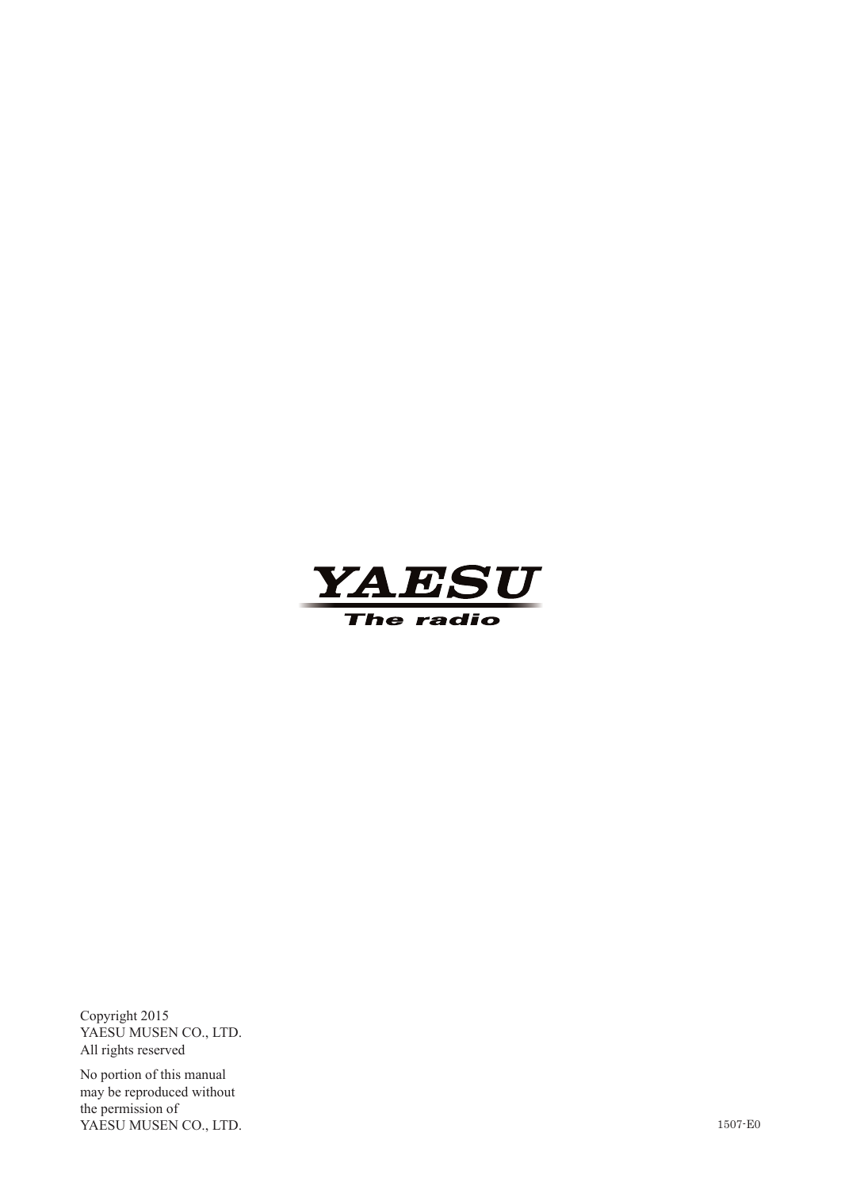YAESU

The radio

Copyright 2015
YAESU MUSEN CO., LTD.
All rights reserved

No portion of this manual may be reproduced without the permission of
YAESU MUSEN CO., LTD.

1507-E0